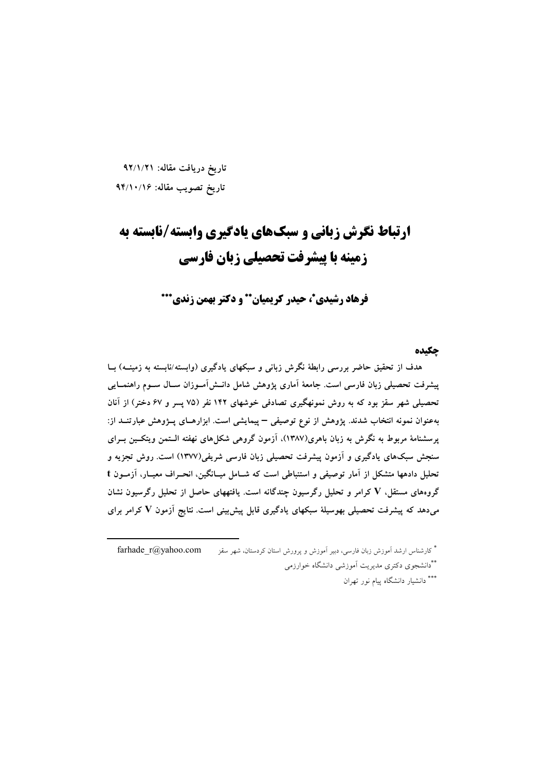تاریخ دریافت مقاله: ۹۲/۱/۲۱

تاریخ تصویب مقاله: ۹۴/۱۰/۱۶

# ارتباط نگرش زبانی و سبک‌های یادگیری وابسته/نابسته به زمینه با پیشرفت تحصیلی زبان فارسی

**فرهاد رشیدی*، حیدر کریمیان** و دکتر بهمن زندی*****

## چکیده

هدف از تحقیق حاضر بررسی رابطهٔ نگرش زبانی و سبکهای یادگیری (وابسته/نابسته به زمینه) با پیشرفت تحصیلی زبان فارسی است. جامعهٔ آماری پژوهش شامل دانش‌آموزان سال سوم راهنمایی تحصیلی شهر سقز بود که به روش نمونهگیری تصادفی خوشهای ۱۴۲ نفر (۷۵ پسر و ۶۷ دختر) از آنان به‌عنوان نمونه انتخاب شدند. پژوهش از نوع توصیفی – پیمایشی است. ابزارهای پژوهش عبارتند از: پرسشنامهٔ مربوط به نگرش به زبان باهری(۱۳۸۷)، آزمون گروهی شکل‌های نهفته السمن ویتکین برای سنجش سبک‌های یادگیری و آزمون پیشرفت تحصیلی زبان فارسی شریفی(۱۳۷۷) است. روش تجزیه و تحلیل دادهها متشکل از آمار توصیفی و استنباطی است که شامل میانگین، انحراف معیار، آزمون t گروه‌های مستقل، V کرامر و تحلیل رگرسیون چندگانه است. یافتههای حاصل از تحلیل رگرسیون نشان می‌دهد که پیشرفت تحصیلی بهوسیلهٔ سبکهای یادگیری قابل پیش‌بینی است. نتایج آزمون V کرامر برای

---

* کارشناس ارشد آموزش زبان فارسی، دبیر آموزش و پرورش استان کردستان، شهر سقز farhade_r@yahoo.com

** دانشجوی دکتری مدیریت آموزشی دانشگاه خوارزمی

*** دانشیار دانشگاه پیام نور تهران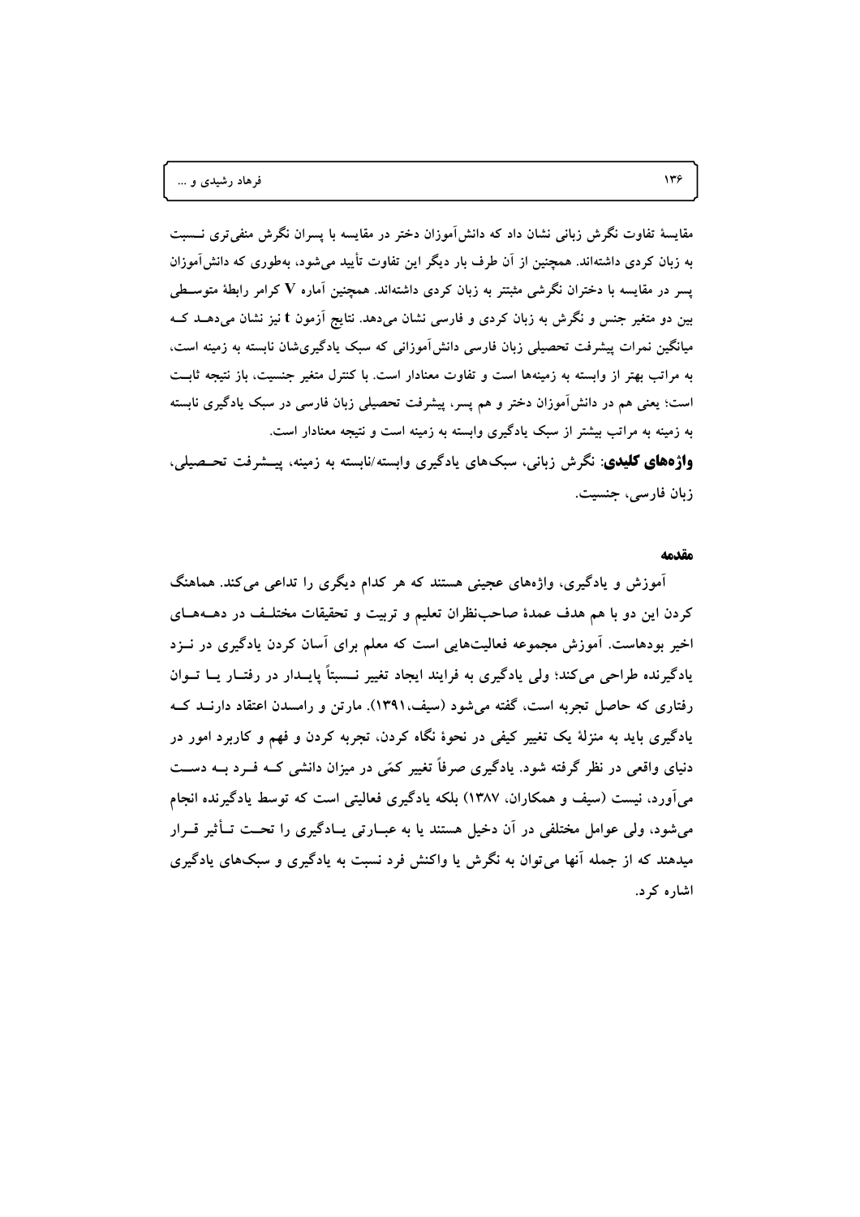مقایسهٔ تفاوت نگرش زبانی نشان داد که دانش‌آموزان دختر در مقایسه با پسران نگرش منفی‌تری نسبت به زبان کردی داشته‌اند. همچنین از آن طرف بار دیگر این تفاوت تأیید می‌شود، به‌طوری که دانش‌آموزان پسر در مقایسه با دختران نگرشی مبثتر به زبان کردی داشته‌اند. همچنین آماره V کرامر رابطهٔ متوسطی بین دو متغیر جنس و نگرش به زبان کردی و فارسی نشان می‌دهد. نتایج آزمون t نیز نشان می‌دهد که میانگین نمرات پیشرفت تحصیلی زبان فارسی دانش‌آموزانی که سبک یادگیری‌شان نابسته به زمینه است، به مراتب بهتر از وابسته به زمینه‌ها است و تفاوت معنادار است. با کنترل متغیر جنسیت، باز نتیجه ثابت است؛ یعنی هم در دانش‌آموزان دختر و هم پسر، پیشرفت تحصیلی زبان فارسی در سبک یادگیری نابسته به زمینه به مراتب بیشتر از سبک یادگیری وابسته به زمینه است و نتیجه معنادار است.

**واژه‌های کلیدی**: نگرش زبانی، سبک‌های یادگیری وابسته/نابسته به زمینه، پیشرفت تحصیلی، زبان فارسی، جنسیت.

## مقدمه

آموزش و یادگیری، واژه‌های عجینی هستند که هر کدام دیگری را تداعی می‌کند. هماهنگ کردن این دو با هم هدف عمدهٔ صاحب‌نظران تعلیم و تربیت و تحقیقات مختلف در دهه‌های اخیر بوده‌است. آموزش مجموعه فعالیت‌هایی است که معلم برای آسان کردن یادگیری در نزد یادگیرنده طراحی می‌کند؛ ولی یادگیری به فرایند ایجاد تغییر نسبتاً پایدار در رفتار یا توان رفتاری که حاصل تجربه است، گفته می‌شود (سیف،۱۳۹۱). مارتن و رامسدن اعتقاد دارند که یادگیری باید به منزلهٔ یک تغییر کیفی در نحوهٔ نگاه کردن، تجربه کردن و فهم و کاربرد امور در دنیای واقعی در نظر گرفته شود. یادگیری صرفاً تغییر کمّی در میزان دانشی که فرد به دست می‌آورد، نیست (سیف و همکاران، ۱۳۸۷) بلکه یادگیری فعالیتی است که توسط یادگیرنده انجام می‌شود، ولی عوامل مختلفی در آن دخیل هستند یا به عبارتی یادگیری را تحت تأثیر قرار میدهند که از جمله آنها می‌توان به نگرش یا واکنش فرد نسبت به یادگیری و سبک‌های یادگیری اشاره کرد.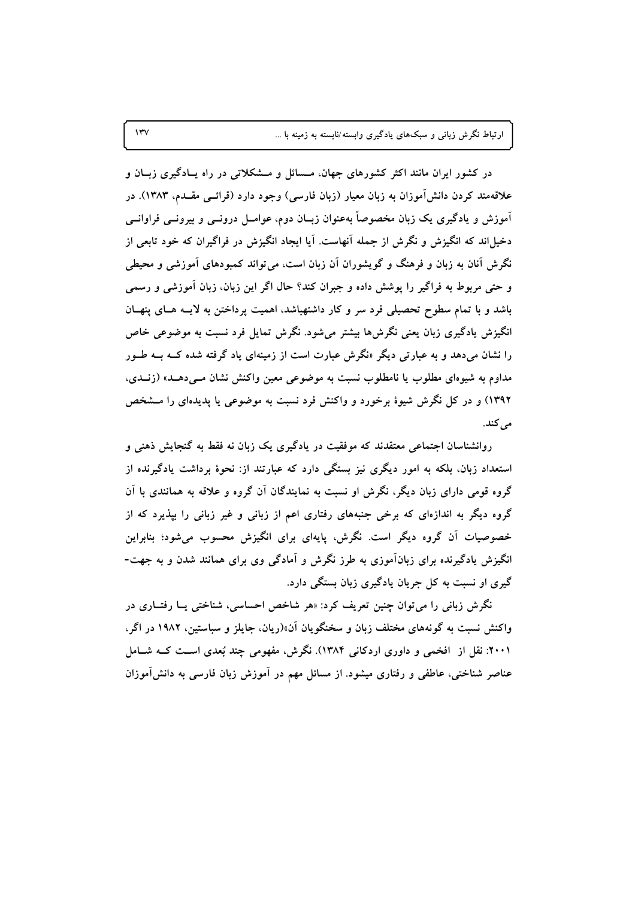در کشور ایران مانند اکثر کشورهای جهان، مسائل و مشکلاتی در راه یادگیری زبان و علاقه‌مند کردن دانش‌آموزان به زبان معیار (زبان فارسی) وجود دارد (قرائی مقدم، ۱۳۸۳). در آموزش و یادگیری یک زبان مخصوصاً به‌عنوان زبان دوم، عوامل درونی و بیرونی فراوانی دخیل‌اند که انگیزش و نگرش از جمله آنهاست. آیا ایجاد انگیزش در فراگیران که خود تابعی از نگرش آنان به زبان و فرهنگ و گویشوران آن زبان است، می‌تواند کمبودهای آموزشی و محیطی و حتی مربوط به فراگیر را پوشش داده و جبران کند؟ حال اگر این زبان، زبان آموزشی و رسمی باشد و با تمام سطوح تحصیلی فرد سر و کار داشته‌باشد، اهمیت پرداختن به لایه های پنهان انگیزش یادگیری زبان یعنی نگرش‌ها بیشتر می‌شود. نگرش تمایل فرد نسبت به موضوعی خاص را نشان می‌دهد و به عبارتی دیگر «نگرش عبارت است از زمینه‌ای یاد گرفته شده که به طور مداوم به شیوه‌ای مطلوب یا نامطلوب نسبت به موضوعی معین واکنش نشان می‌دهد» (زندی، ۱۳۹۲) و در کل نگرش شیوهٔ برخورد و واکنش فرد نسبت به موضوعی یا پدیده‌ای را مشخص می‌کند.

روانشناسان اجتماعی معتقدند که موفقیت در یادگیری یک زبان نه فقط به گنجایش ذهنی و استعداد زبان، بلکه به امور دیگری نیز بستگی دارد که عبارتند از: نحوهٔ برداشت یادگیرنده از گروه قومی دارای زبان دیگر، نگرش او نسبت به نمایندگان آن گروه و علاقه به همانندی با آن گروه دیگر به اندازه‌ای که برخی جنبه‌های رفتاری اعم از زبانی و غیر زبانی را بپذیرد که از خصوصیات آن گروه دیگر است. نگرش، پایه‌ای برای انگیزش محسوب می‌شود؛ بنابراین انگیزش یادگیرنده برای زبان‌آموزی به طرز نگرش و آمادگی وی برای همانند شدن و به جهت‌گیری او نسبت به کل جریان یادگیری زبان بستگی دارد.

نگرش زبانی را می‌توان چنین تعریف کرد: «هر شاخص احساسی، شناختی یا رفتاری در واکنش نسبت به گونه‌های مختلف زبان و سخنگویان آن»(ریان، جایلز و سباستین، ۱۹۸۲ در اگر، ۲۰۰۱: نقل از افخمی و داوری اردکانی ۱۳۸۴). نگرش، مفهومی چند بُعدی است که شامل عناصر شناختی، عاطفی و رفتاری میشود. از مسائل مهم در آموزش زبان فارسی به دانش‌آموزان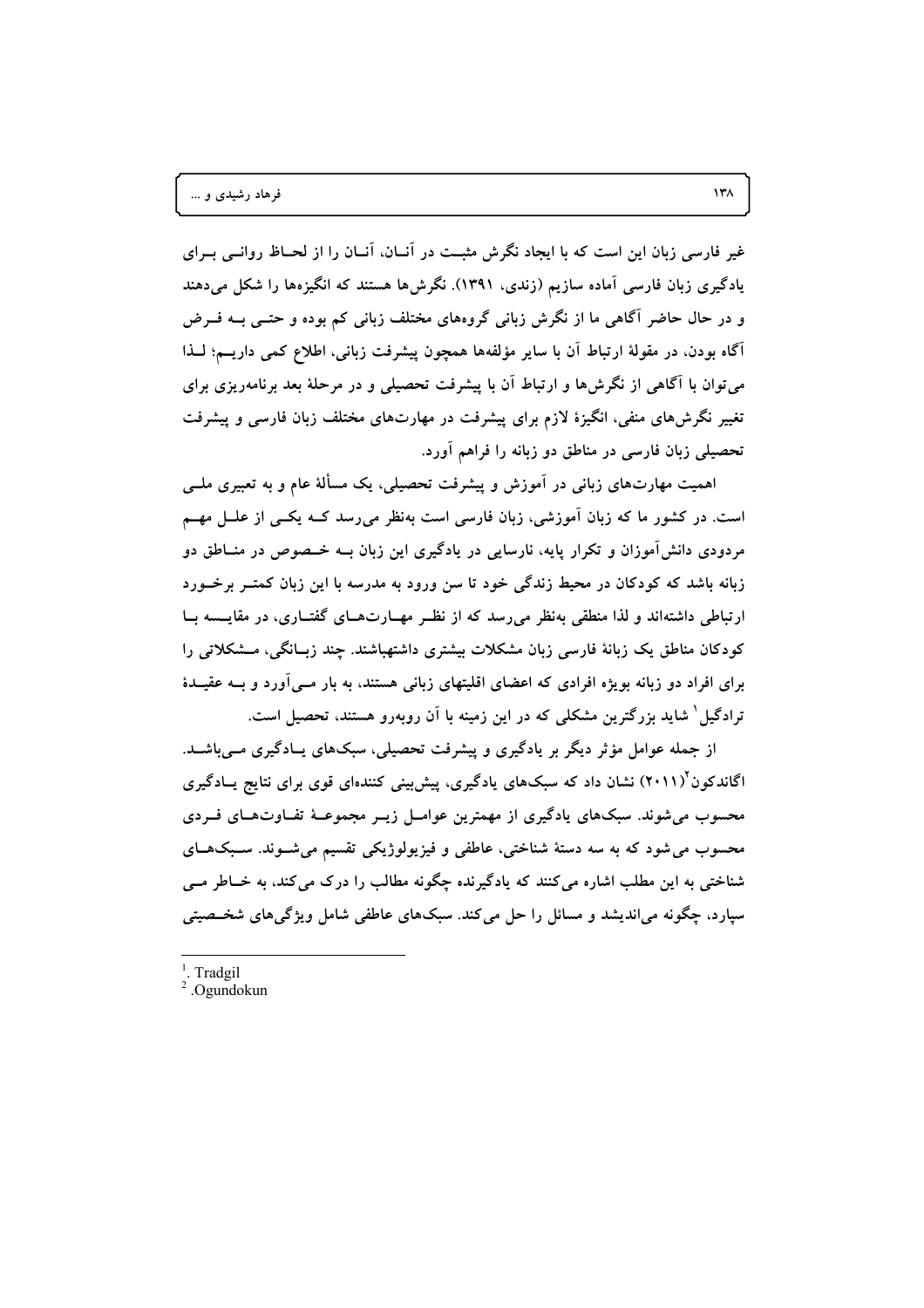غیر فارسی زبان این است که با ایجاد نگرش مثبت در آنان، آنان را از لحاظ روانی برای یادگیری زبان فارسی آماده سازیم (زندی، ۱۳۹۱). نگرش‌ها هستند که انگیزه‌ها را شکل می‌دهند و در حال حاضر آگاهی ما از نگرش زبانی گروه‌های مختلف زبانی کم بوده و حتی به فرض آگاه بودن، در مقولهٔ ارتباط آن با سایر مؤلفه‌ها همچون پیشرفت زبانی، اطلاع کمی داریم؛ لذا می‌توان با آگاهی از نگرش‌ها و ارتباط آن با پیشرفت تحصیلی و در مرحلهٔ بعد برنامه‌ریزی برای تغییر نگرش‌های منفی، انگیزهٔ لازم برای پیشرفت در مهارت‌های مختلف زبان فارسی و پیشرفت تحصیلی زبان فارسی در مناطق دو زبانه را فراهم آورد.

اهمیت مهارت‌های زبانی در آموزش و پیشرفت تحصیلی، یک مسألهٔ عام و به تعبیری ملی است. در کشور ما که زبان آموزشی، زبان فارسی است به‌نظر می‌رسد که یکی از علل مهم مردودی دانش‌آموزان و تکرار پایه، نارسایی در یادگیری این زبان به خصوص در مناطق دو زبانه باشد که کودکان در محیط زندگی خود تا سن ورود به مدرسه با این زبان کمتر برخورد ارتباطی داشته‌اند و لذا منطقی به‌نظر می‌رسد که از نظر مهارت‌های گفتاری، در مقایسه با کودکان مناطق یک زبانهٔ فارسی زبان مشکلات بیشتری داشته‌باشند. چند زبانگی، مشکلاتی را برای افراد دو زبانه بویژه افرادی که اعضای اقلیتهای زبانی هستند، به بار می‌آورد و به عقیدهٔ ترادگیل[1] شاید بزرگترین مشکلی که در این زمینه با آن روبه‌رو هستند، تحصیل است.

از جمله عوامل مؤثر دیگر بر یادگیری و پیشرفت تحصیلی، سبک‌های یادگیری می‌باشد. اگاندکون[2] (۲۰۱۱) نشان داد که سبک‌های یادگیری، پیش‌بینی کننده‌ای قوی برای نتایج یادگیری محسوب می‌شوند. سبک‌های یادگیری از مهمترین عوامل زیر مجموعهٔ تفاوت‌های فردی محسوب می‌شود که به سه دستهٔ شناختی، عاطفی و فیزیولوژیکی تقسیم می‌شوند. سبک‌های شناختی به این مطلب اشاره می‌کنند که یادگیرنده چگونه مطالب را درک می‌کند، به خاطر می‌سپارد، چگونه می‌اندیشد و مسائل را حل می‌کند. سبک‌های عاطفی شامل ویژگی‌های شخصیتی

---

1. Tradgil
2. Ogundokun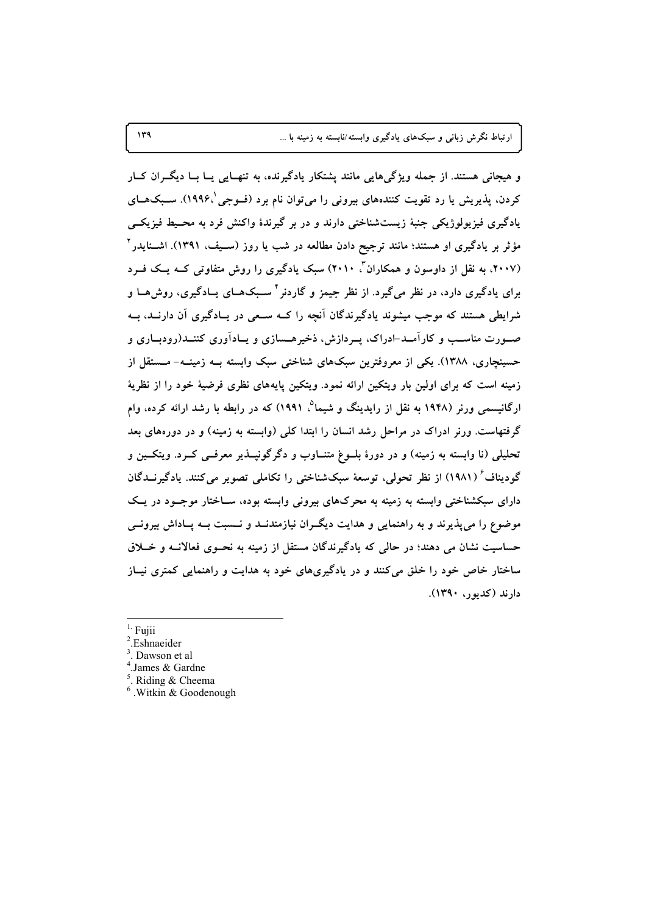و هیجانی هستند. از جمله ویژگی‌هایی مانند پشتکار یادگیرنده، به تنهایی یا با دیگران کار کردن، پذیرش یا رد تقویت کننده‌های بیرونی را می‌توان نام برد (فوجی[1]،۱۹۹۶). سبک‌های یادگیری فیزیولوژیکی جنبهٔ زیست‌شناختی دارند و در بر گیرندهٔ واکنش فرد به محیط فیزیکی مؤثر بر یادگیری او هستند؛ مانند ترجیح دادن مطالعه در شب یا روز (سیف، ۱۳۹۱). اشنایدر[2] (۲۰۰۷، به نقل از داوسون و همکاران[3]، ۲۰۱۰) سبک یادگیری را روش متفاوتی که یک فرد برای یادگیری دارد، در نظر می‌گیرد. از نظر جیمز و گاردنر[4] سبک‌های یادگیری، روش‌ها و شرایطی هستند که موجب میشوند یادگیرندگان آنچه را که سعی در یادگیری آن دارند، به صورت مناسب و کارآمد-ادراک، پردازش، ذخیره‌سازی و یادآوری کنند(رودباری و حسینچاری، ۱۳۸۸). یکی از معروفترین سبک‌های شناختی سبک وابسته به زمینه- مستقل از زمینه است که برای اولین بار ویتکین ارائه نمود. ویتکین پایه‌های نظری فرضیهٔ خود را از نظریهٔ ارگانیسمی ورنر (۱۹۴۸ به نقل از رایدینگ و شیما[5]، ۱۹۹۱) که در رابطه با رشد ارائه کرده، وام گرفتهاست. ورنر ادراک در مراحل رشد انسان را ابتدا کلی (وابسته به زمینه) و در دوره‌های بعد تحلیلی (نا وابسته به زمینه) و در دورهٔ بلوغ متناوب و دگرگونپذیر معرفی کرد. ویتکین و گودیناف[6] (۱۹۸۱) از نظر تحولی، توسعهٔ سبک‌شناختی را تکاملی تصویر می‌کنند. یادگیرندگان دارای سبکشناختی وابسته به زمینه به محرک‌های بیرونی وابسته بوده، ساختار موجود در یک موضوع را می‌پذیرند و به راهنمایی و هدایت دیگران نیازمندند و نسبت به پاداش بیرونی حساسیت نشان می دهند؛ در حالی که یادگیرندگان مستقل از زمینه به نحوی فعالانه و خلاق ساختار خاص خود را خلق می‌کنند و در یادگیری‌های خود به هدایت و راهنمایی کمتری نیاز دارند (کدیور، ۱۳۹۰).

---

1. Fujii
2. Eshnaeider
3. Dawson et al
4. James & Gardne
5. Riding & Cheema
6. Witkin & Goodenough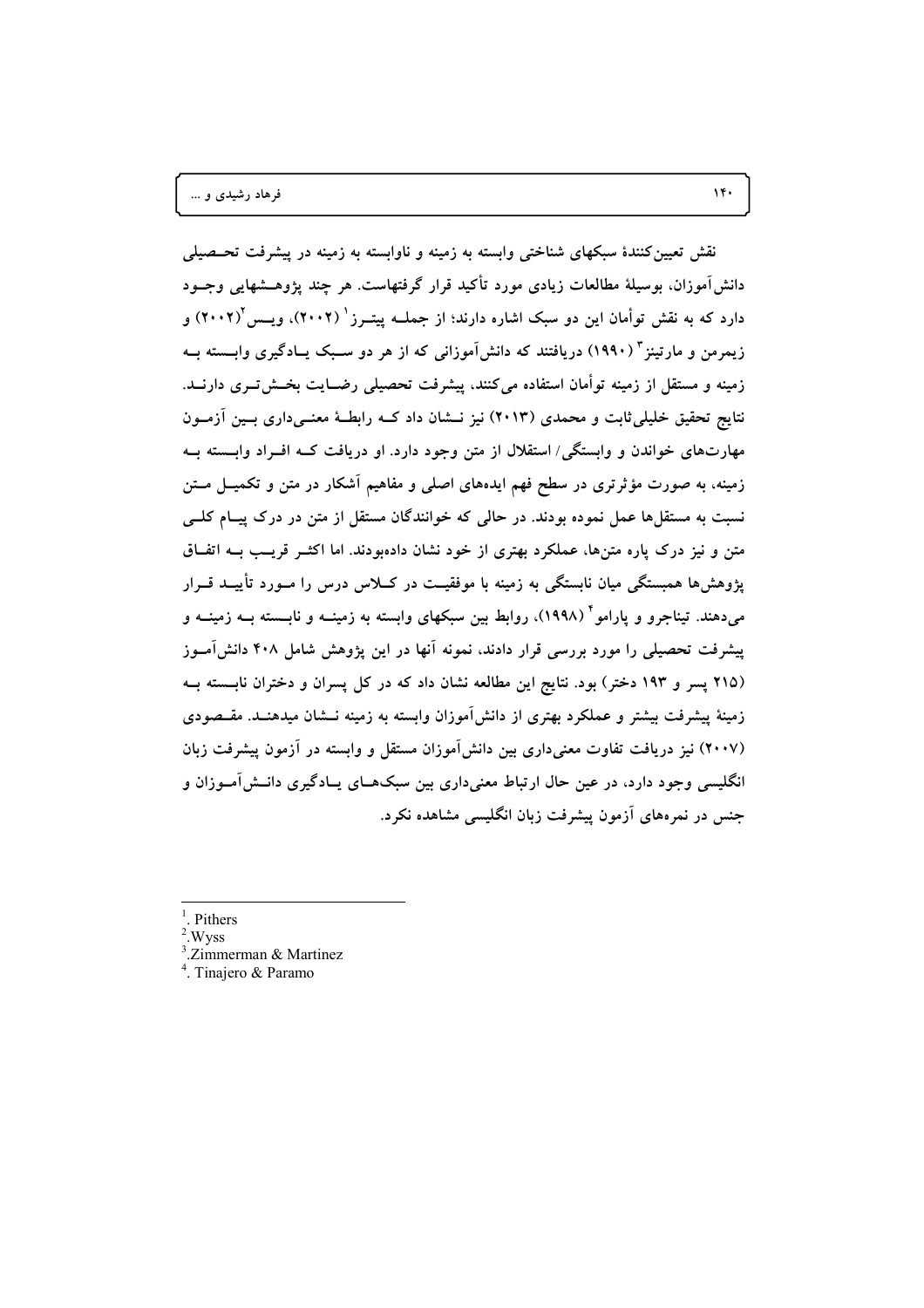نقش تعیین‌کنندۀ سبکهای شناختی وابسته به زمینه و ناوابسته به زمینه در پیشرفت تحصیلی دانش‌آموزان، بوسیلۀ مطالعات زیادی مورد تأکید قرار گرفته‌است. هر چند پژوهشهایی وجود دارد که به نقش توأمان این دو سبک اشاره دارند؛ از جمله پیترز[1] (۲۰۰۲)، ویس[2] (۲۰۰۲) و زیمرمن و مارتینز[3] (۱۹۹۰) دریافتند که دانش‌آموزانی که از هر دو سبک یادگیری وابسته به زمینه و مستقل از زمینه توأمان استفاده می‌کنند، پیشرفت تحصیلی رضایت بخش‌تری دارند. نتایج تحقیق خلیلی‌ثابت و محمدی (۲۰۱۳) نیز نشان داد که رابطۀ معنی‌داری بین آزمون مهارت‌های خواندن و وابستگی/ استقلال از متن وجود دارد. او دریافت که افراد وابسته به زمینه، به صورت مؤثرتری در سطح فهم ایده‌های اصلی و مفاهیم آشکار در متن و تکمیل متن نسبت به مستقل‌ها عمل نموده بودند. در حالی که خوانندگان مستقل از متن در درک پیام کلی متن و نیز درک پاره متن‌ها، عملکرد بهتری از خود نشان داده‌بودند. اما اکثر قریب به اتفاق پژوهش‌ها همبستگی میان نابستگی به زمینه با موفقیت در کلاس درس را مورد تأیید قرار می‌دهند. تیناجرو و پارامو[4] (۱۹۹۸)، روابط بین سبکهای وابسته به زمینه و نابسته به زمینه و پیشرفت تحصیلی را مورد بررسی قرار دادند، نمونه آنها در این پژوهش شامل ۴۰۸ دانش‌آموز (۲۱۵ پسر و ۱۹۳ دختر) بود. نتایج این مطالعه نشان داد که در کل پسران و دختران نابسته به زمینۀ پیشرفت بیشتر و عملکرد بهتری از دانش‌آموزان وابسته به زمینه نشان میدهند. مقصودی (۲۰۰۷) نیز دریافت تفاوت معنی‌داری بین دانش‌آموزان مستقل و وابسته در آزمون پیشرفت زبان انگلیسی وجود دارد، در عین حال ارتباط معنی‌داری بین سبک‌های یادگیری دانش‌آموزان و جنس در نمره‌های آزمون پیشرفت زبان انگلیسی مشاهده نکرد.

---

[1]. Pithers
[2]. Wyss
[3]. Zimmerman & Martinez
[4]. Tinajero & Paramo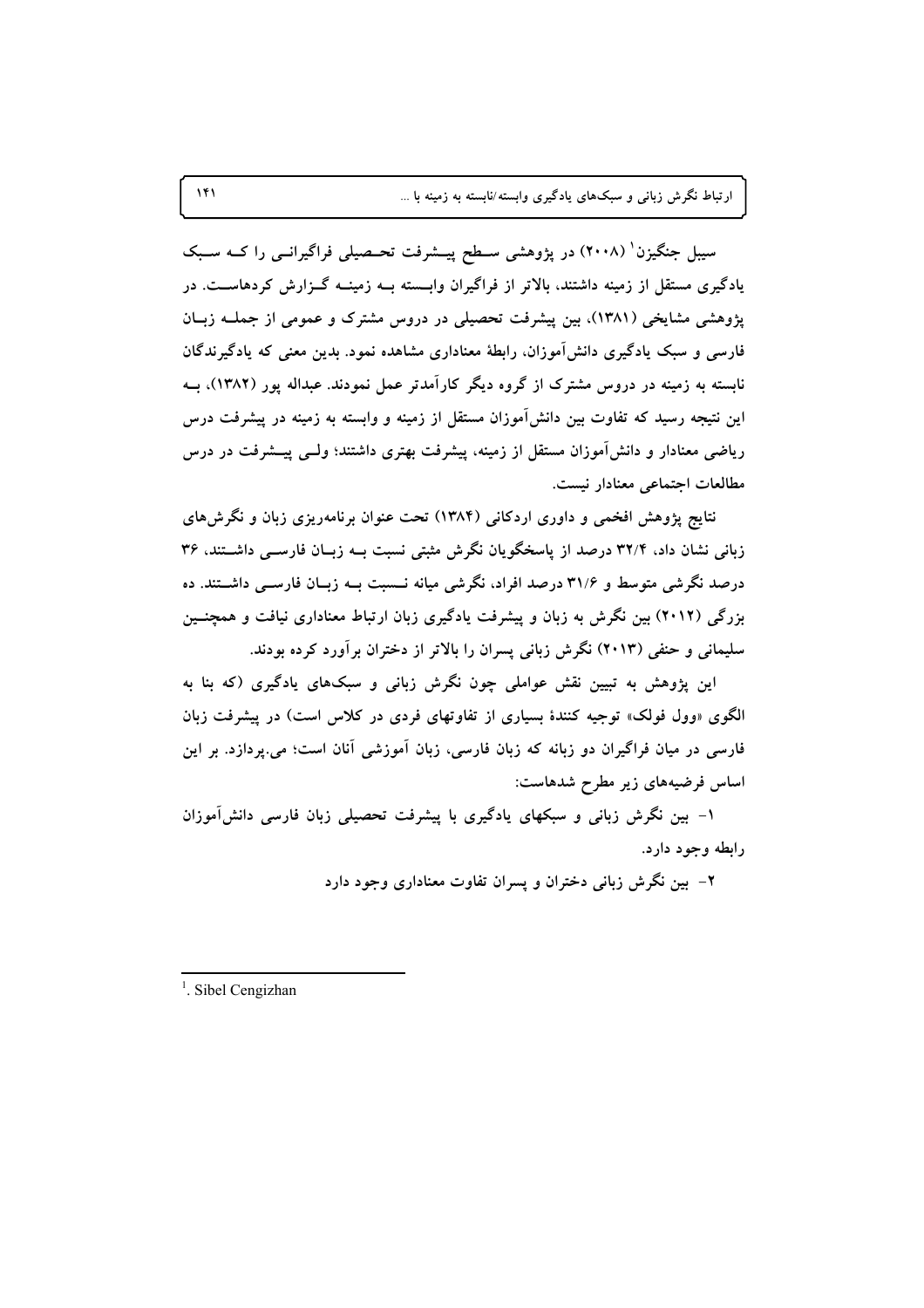سیبل جنگیزن[1] (۲۰۰۸) در پژوهشی سطح پیشرفت تحصیلی فراگیرانی را که سبک یادگیری مستقل از زمینه داشتند، بالاتر از فراگیران وابسته به زمینه گزارش کردهاست. در پژوهشی مشایخی (۱۳۸۱)، بین پیشرفت تحصیلی در دروس مشترک و عمومی از جمله زبان فارسی و سبک یادگیری دانش‌آموزان، رابطهٔ معناداری مشاهده نمود. بدین معنی که یادگیرندگان نابسته به زمینه در دروس مشترک از گروه دیگر کارآمدتر عمل نمودند. عبداله پور (۱۳۸۲)، به این نتیجه رسید که تفاوت بین دانش‌آموزان مستقل از زمینه و وابسته به زمینه در پیشرفت درس ریاضی معنادار و دانش‌آموزان مستقل از زمینه، پیشرفت بهتری داشتند؛ ولی پیشرفت در درس مطالعات اجتماعی معنادار نیست.

نتایج پژوهش افخمی و داوری اردکانی (۱۳۸۴) تحت عنوان برنامه‌ریزی زبان و نگرش‌های زبانی نشان داد، ۳۲/۴ درصد از پاسخگویان نگرش مثبتی نسبت به زبان فارسی داشتند، ۳۶ درصد نگرشی متوسط و ۳۱/۶ درصد افراد، نگرشی میانه نسبت به زبان فارسی داشتند. ده بزرگی (۲۰۱۲) بین نگرش به زبان و پیشرفت یادگیری زبان ارتباط معناداری نیافت و همچنین سلیمانی و حنفی (۲۰۱۳) نگرش زبانی پسران را بالاتر از دختران برآورد کرده بودند.

این پژوهش به تبیین نقش عواملی چون نگرش زبانی و سبک‌های یادگیری (که بنا به الگوی «وول فولک» توجیه کنندهٔ بسیاری از تفاوتهای فردی در کلاس است) در پیشرفت زبان فارسی در میان فراگیران دو زبانه که زبان فارسی، زبان آموزشی آنان است؛ می‌پردازد. بر این اساس فرضیه‌های زیر مطرح شدهاست:

۱- بین نگرش زبانی و سبکهای یادگیری با پیشرفت تحصیلی زبان فارسی دانش‌آموزان رابطه وجود دارد.

۲- بین نگرش زبانی دختران و پسران تفاوت معناداری وجود دارد

---

[1]. Sibel Cengizhan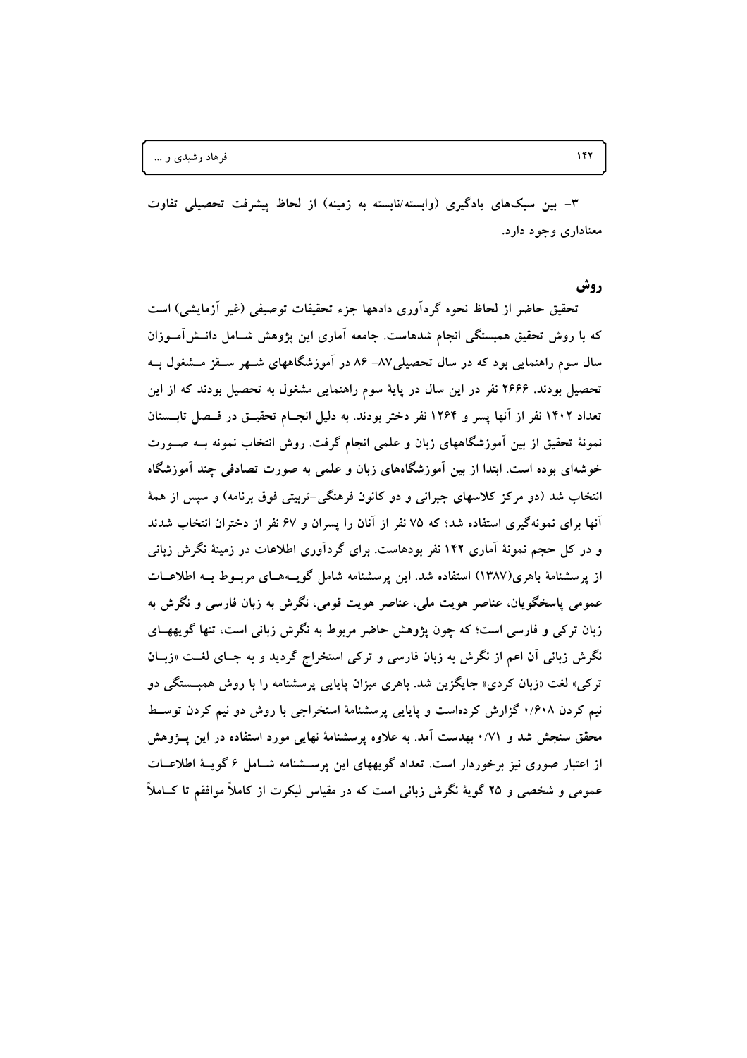۳- بین سبک‌های یادگیری (وابسته/نابسته به زمینه) از لحاظ پیشرفت تحصیلی تفاوت معناداری وجود دارد.

## روش

تحقیق حاضر از لحاظ نحوه گردآوری دادهها جزء تحقیقات توصیفی (غیر آزمایشی) است که با روش تحقیق همبستگی انجام شدهاست. جامعه آماری این پژوهش شامل دانش‌آموزان سال سوم راهنمایی بود که در سال تحصیلی۸۷- ۸۶ در آموزشگاههای شهر سقز مشغول به تحصیل بودند. ۲۶۶۶ نفر در این سال در پایهٔ سوم راهنمایی مشغول به تحصیل بودند که از این تعداد ۱۴۰۲ نفر از آنها پسر و ۱۲۶۴ نفر دختر بودند. به دلیل انجام تحقیق در فصل تابستان نمونهٔ تحقیق از بین آموزشگاههای زبان و علمی انجام گرفت. روش انتخاب نمونه به صورت خوشه‌ای بوده است. ابتدا از بین آموزشگاه‌های زبان و علمی به صورت تصادفی چند آموزشگاه انتخاب شد (دو مرکز کلاسهای جبرانی و دو کانون فرهنگی-تربیتی فوق برنامه) و سپس از همهٔ آنها برای نمونه‌گیری استفاده شد؛ که ۷۵ نفر از آنان را پسران و ۶۷ نفر از دختران انتخاب شدند و در کل حجم نمونهٔ آماری ۱۴۲ نفر بودهاست. برای گردآوری اطلاعات در زمینهٔ نگرش زبانی از پرسشنامهٔ باهری(۱۳۸۷) استفاده شد. این پرسشنامه شامل گویه‌های مربوط به اطلاعات عمومی پاسخگویان، عناصر هویت ملی، عناصر هویت قومی، نگرش به زبان فارسی و نگرش به زبان ترکی و فارسی است؛ که چون پژوهش حاضر مربوط به نگرش زبانی است، تنها گویههای نگرش زبانی آن اعم از نگرش به زبان فارسی و ترکی استخراج گردید و به جای لغت «زبان ترکی» لغت «زبان کردی» جایگزین شد. باهری میزان پایایی پرسشنامه را با روش همبستگی دو نیم کردن ۰/۶۰۸ گزارش کردهاست و پایایی پرسشنامهٔ استخراجی با روش دو نیم کردن توسط محقق سنجش شد و ۰/۷۱ بهدست آمد. به علاوه پرسشنامهٔ نهایی مورد استفاده در این پژوهش از اعتبار صوری نیز برخوردار است. تعداد گویههای این پرسشنامه شامل ۶ گویهٔ اطلاعات عمومی و شخصی و ۲۵ گویهٔ نگرش زبانی است که در مقیاس لیکرت از کاملاً موافقم تا کاملاً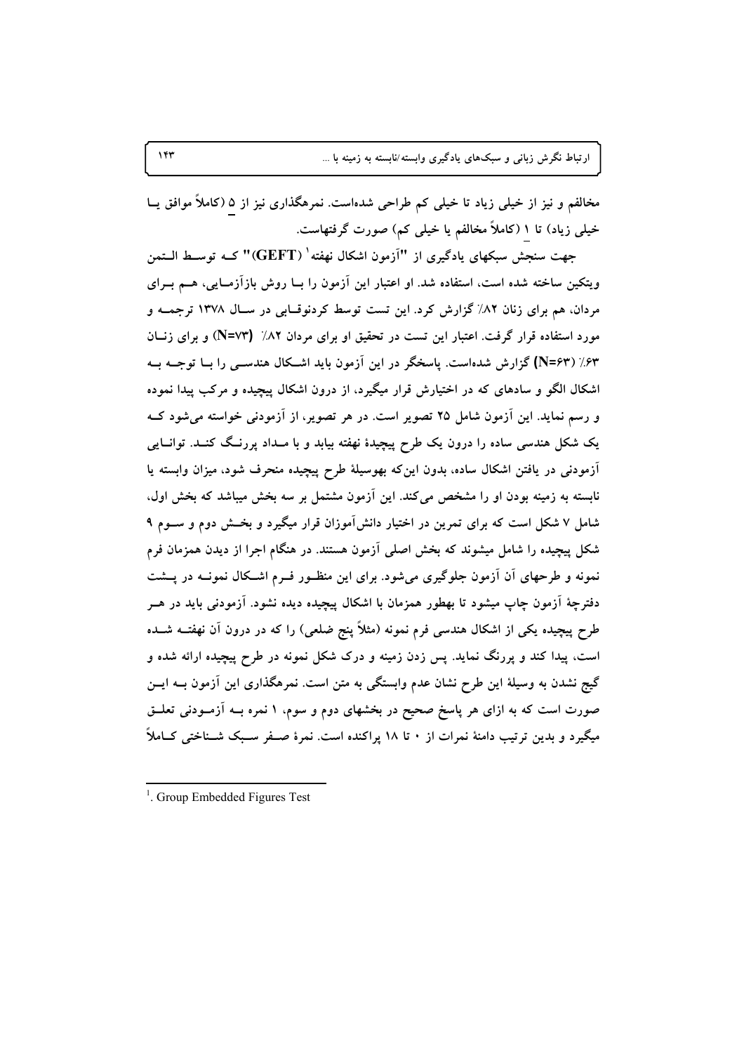مخالفم و نیز از خیلی زیاد تا خیلی کم طراحی شده‌است. نمره‌گذاری نیز از ۵ (کاملاً موافق یا خیلی زیاد) تا ۱ (کاملاً مخالفم یا خیلی کم) صورت گرفته‌است.

جهت سنجش سبکهای یادگیری از "آزمون اشکال نهفته[1] (GEFT)" که توسط الـتمن ویتکین ساخته شده است، استفاده شد. او اعتبار این آزمون را با روش بازآزمایی، هم برای مردان، هم برای زنان ۸۲٪ گزارش کرد. این تست توسط کردنوقابی در سال ۱۳۷۸ ترجمه و مورد استفاده قرار گرفت. اعتبار این تست در تحقیق او برای مردان ۸۲٪ (N=۷۳) و برای زنان ۶۳٪ (N=۶۳) گزارش شده‌است. پاسخگر در این آزمون باید اشکال هندسی را با توجه به اشکال الگو و ساده‌ای که در اختیارش قرار میگیرد، از درون اشکال پیچیده و مرکب پیدا نموده و رسم نماید. این آزمون شامل ۲۵ تصویر است. در هر تصویر، از آزمودنی خواسته می‌شود که یک شکل هندسی ساده را درون یک طرح پیچیدهٔ نهفته بیابد و با مداد پررنگ کند. توانایی آزمودنی در یافتن اشکال ساده، بدون این‌که بهوسیلهٔ طرح پیچیده منحرف شود، میزان وابسته یا نابسته به زمینه بودن او را مشخص می‌کند. این آزمون مشتمل بر سه بخش میباشد که بخش اول، شامل ۷ شکل است که برای تمرین در اختیار دانش‌آموزان قرار میگیرد و بخش دوم و سوم ۹ شکل پیچیده را شامل میشوند که بخش اصلی آزمون هستند. در هنگام اجرا از دیدن همزمان فرم نمونه و طرحهای آن آزمون جلوگیری می‌شود. برای این منظور فرم اشکال نمونه در پشت دفترچهٔ آزمون چاپ میشود تا بهطور همزمان با اشکال پیچیده دیده نشود. آزمودنی باید در هر طرح پیچیده یکی از اشکال هندسی فرم نمونه (مثلاً پنج ضلعی) را که در درون آن نهفته شده است، پیدا کند و پررنگ نماید. پس زدن زمینه و درک شکل نمونه در طرح پیچیده ارائه شده و گیج نشدن به وسیلهٔ این طرح نشان عدم وابستگی به متن است. نمره‌گذاری این آزمون به این صورت است که به ازای هر پاسخ صحیح در بخشهای دوم و سوم، ۱ نمره به آزمودنی تعلق میگیرد و بدین ترتیب دامنهٔ نمرات از ۰ تا ۱۸ پراکنده است. نمرهٔ صفر سبک شناختی کاملاً

---

[1]. Group Embedded Figures Test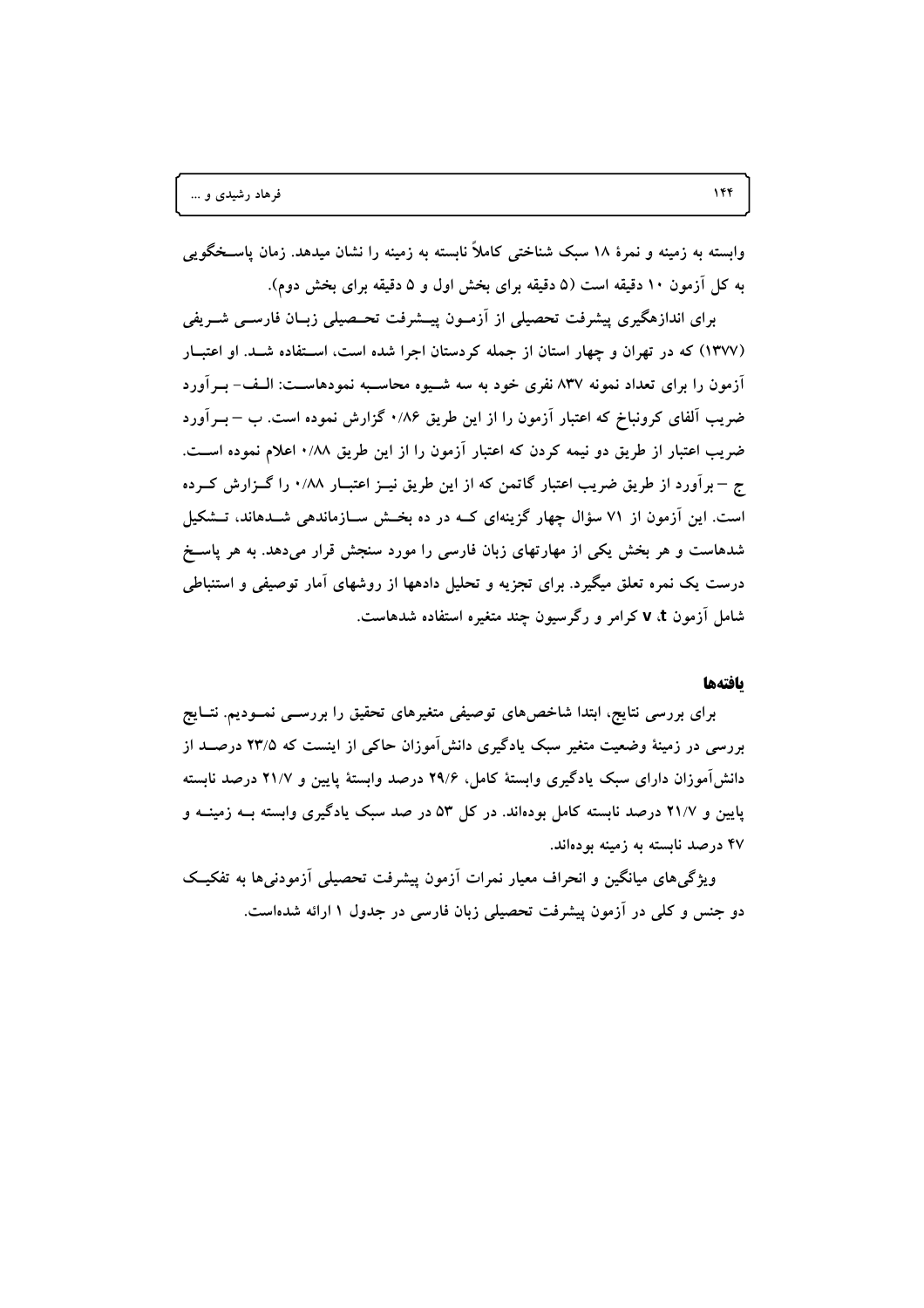وابسته به زمینه و نمرهٔ ۱۸ سبک شناختی کاملاً نابسته به زمینه را نشان میدهد. زمان پاسخگویی به کل آزمون ۱۰ دقیقه است (۵ دقیقه برای بخش اول و ۵ دقیقه برای بخش دوم).

برای اندازهگیری پیشرفت تحصیلی از آزمون پیشرفت تحصیلی زبان فارسی شریفی (۱۳۷۷) که در تهران و چهار استان از جمله کردستان اجرا شده است، استفاده شد. او اعتبار آزمون را برای تعداد نمونه ۸۳۷ نفری خود به سه شیوه محاسبه نمودهاست: الف- برآورد ضریب آلفای کرونباخ که اعتبار آزمون را از این طریق ۰/۸۶ گزارش نموده است. ب – برآورد ضریب اعتبار از طریق دو نیمه کردن که اعتبار آزمون را از این طریق ۰/۸۸ اعلام نموده است. ج – برآورد از طریق ضریب اعتبار گاتمن که از این طریق نیز اعتبار ۰/۸۸ را گزارش کرده است. این آزمون از ۷۱ سؤال چهار گزینهای که در ده بخش سازماندهی شدهاند، تشکیل شدهاست و هر بخش یکی از مهارتهای زبان فارسی را مورد سنجش قرار میدهد. به هر پاسخ درست یک نمره تعلق میگیرد. برای تجزیه و تحلیل دادهها از روشهای آمار توصیفی و استنباطی شامل آزمون **t**، **v** کرامر و رگرسیون چند متغیره استفاده شدهاست.

## یافتهها

برای بررسی نتایج، ابتدا شاخص‌های توصیفی متغیرهای تحقیق را بررسی نمودیم. نتایج بررسی در زمینهٔ وضعیت متغیر سبک یادگیری دانش‌آموزان حاکی از اینست که ۲۳/۵ درصد از دانش‌آموزان دارای سبک یادگیری وابستهٔ کامل، ۲۹/۶ درصد وابستهٔ پایین و ۲۱/۷ درصد نابسته پایین و ۲۱/۷ درصد نابسته کامل بوده‌اند. در کل ۵۳ در صد سبک یادگیری وابسته به زمینه و ۴۷ درصد نابسته به زمینه بوده‌اند.

ویژگی‌های میانگین و انحراف معیار نمرات آزمون پیشرفت تحصیلی آزمودنی‌ها به تفکیک دو جنس و کلی در آزمون پیشرفت تحصیلی زبان فارسی در جدول ۱ ارائه شده‌است.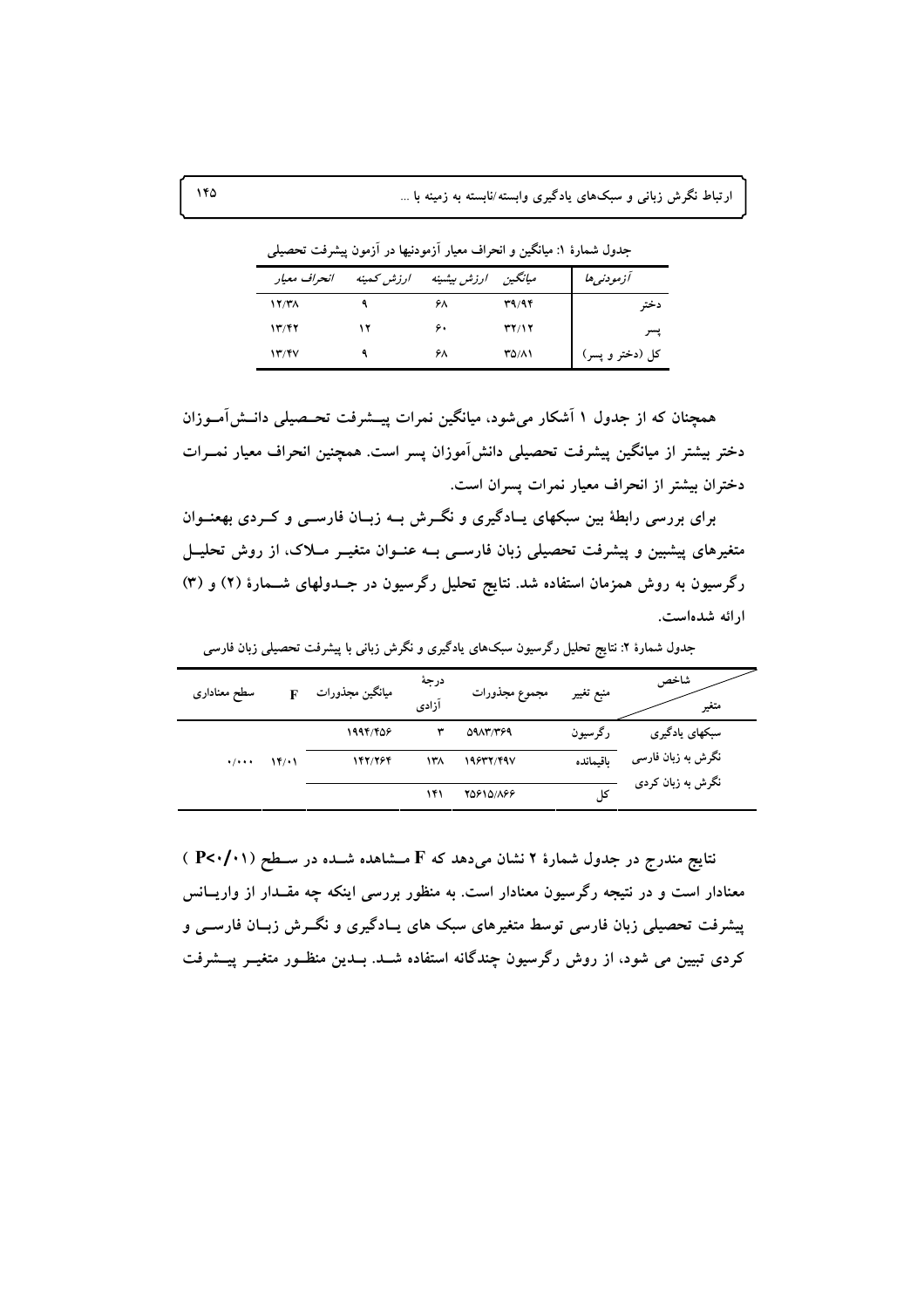جدول شمارهٔ ۱: میانگین و انحراف معیار آزمودنیها در آزمون پیشرفت تحصیلی

| آزمودنی‌ها | میانگین | ارزش بیشینه | ارزش کمینه | انحراف معیار |
|---|---|---|---|---|
| دختر | ۳۹/۹۴ | ۶۸ | ۹ | ۱۲/۳۸ |
| پسر | ۳۲/۱۲ | ۶۰ | ۱۲ | ۱۳/۴۲ |
| کل (دختر و پسر) | ۳۵/۸۱ | ۶۸ | ۹ | ۱۳/۴۷ |

همچنان که از جدول ۱ آشکار می‌شود، میانگین نمرات پیشرفت تحصیلی دانش‌آموزان دختر بیشتر از میانگین پیشرفت تحصیلی دانش‌آموزان پسر است. همچنین انحراف معیار نمرات دختران بیشتر از انحراف معیار نمرات پسران است.

برای بررسی رابطهٔ بین سبکهای یادگیری و نگرش به زبان فارسی و کردی به‌عنوان متغیرهای پیشبین و پیشرفت تحصیلی زبان فارسی به عنوان متغیر ملاک، از روش تحلیل رگرسیون به روش همزمان استفاده شد. نتایج تحلیل رگرسیون در جدولهای شمارهٔ (۲) و (۳) ارائه شده‌است.

جدول شمارهٔ ۲: نتایج تحلیل رگرسیون سبک‌های یادگیری و نگرش زبانی با پیشرفت تحصیلی زبان فارسی

| شاخص / متغیر | منبع تغییر | مجموع مجذورات | درجهٔ آزادی | میانگین مجذورات | F | سطح معناداری |
|---|---|---|---|---|---|---|
| سبکهای یادگیری نگرش به زبان فارسی نگرش به زبان کردی | رگرسیون | ۵۹۸۳/۳۶۹ | ۳ | ۱۹۹۴/۴۵۶ | ۱۴/۰۱ | ۰/۰۰۰ |
| | باقیمانده | ۱۹۶۳۲/۴۹۷ | ۱۳۸ | ۱۴۲/۲۶۴ | | |
| | کل | ۲۵۶۱۵/۸۶۶ | ۱۴۱ | | | |

نتایج مندرج در جدول شمارهٔ ۲ نشان می‌دهد که F مشاهده شده در سطح ($P<0/01$) معنادار است و در نتیجه رگرسیون معنادار است. به منظور بررسی اینکه چه مقدار از واریانس پیشرفت تحصیلی زبان فارسی توسط متغیرهای سبک های یادگیری و نگرش زبان فارسی و کردی تبیین می شود، از روش رگرسیون چندگانه استفاده شد. بدین منظور متغیر پیشرفت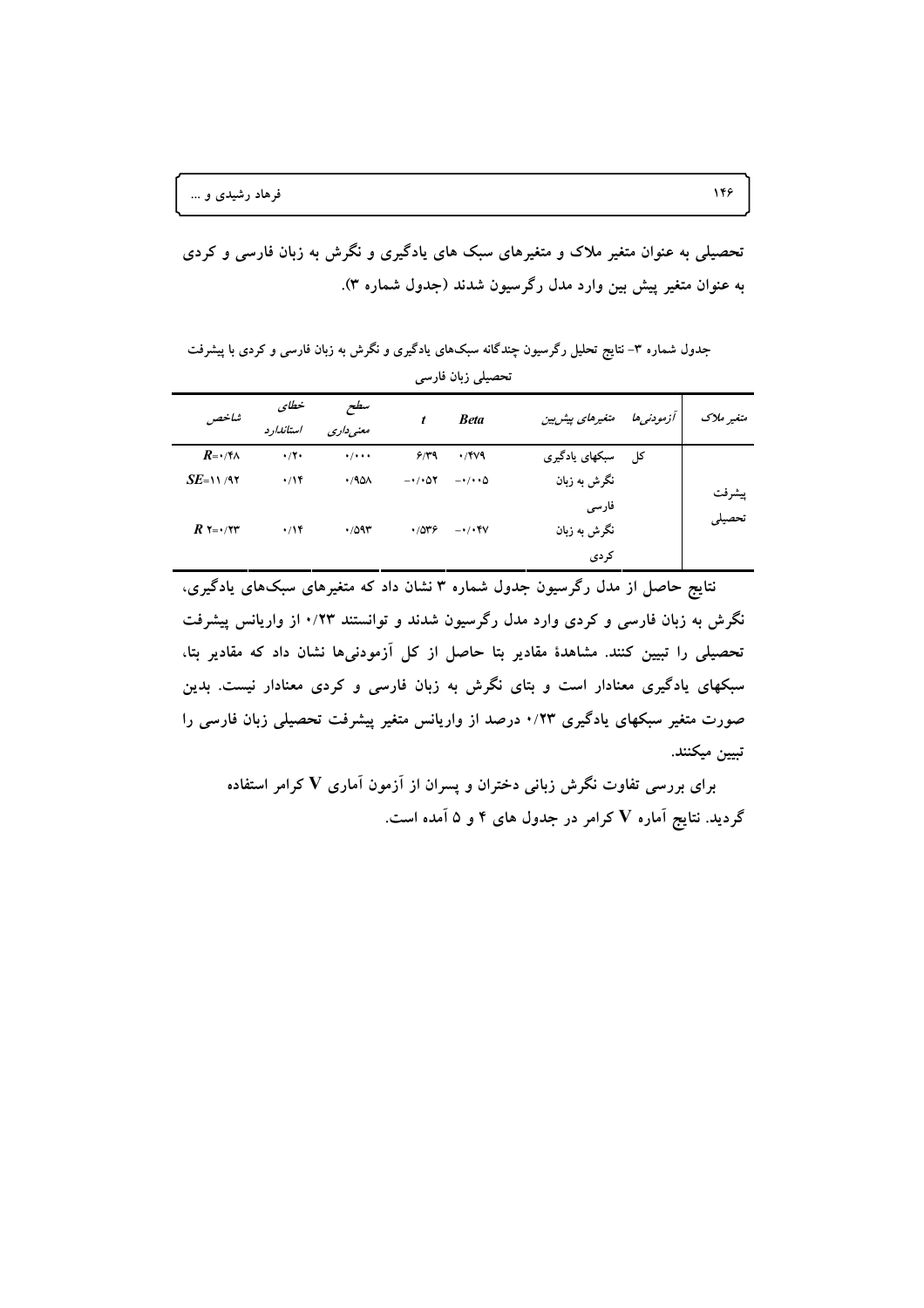تحصیلی به عنوان متغیر ملاک و متغیرهای سبک های یادگیری و نگرش به زبان فارسی و کردی به عنوان متغیر پیش بین وارد مدل رگرسیون شدند (جدول شماره ۳).

جدول شماره ۳- نتایج تحلیل رگرسیون چندگانه سبک‌های یادگیری و نگرش به زبان فارسی و کردی با پیشرفت تحصیلی زبان فارسی

| متغیر ملاک | آزمودنی‌ها | متغیرهای پیش‌بین | *Beta* | *t* | سطح معنی‌داری | خطای استاندارد | شاخص |
|---|---|---|---|---|---|---|---|
| پیشرفت تحصیلی | کل | سبکهای یادگیری | ۰/۴۷۹ | ۶/۳۹ | ۰/۰۰۰ | ۰/۲۰ | $R$=۰/۴۸ |
| | | نگرش به زبان فارسی | −۰/۰۰۵ | −۰/۰۵۲ | ۰/۹۵۸ | ۰/۱۴ | $SE$=۱۱/۹۲ |
| | | نگرش به زبان کردی | −۰/۰۴۷ | ۰/۵۳۶ | ۰/۵۹۳ | ۰/۱۴ | $R^2$=۰/۲۳ |

نتایج حاصل از مدل رگرسیون جدول شماره ۳ نشان داد که متغیرهای سبک‌های یادگیری، نگرش به زبان فارسی و کردی وارد مدل رگرسیون شدند و توانستند ۰/۲۳ از واریانس پیشرفت تحصیلی را تبیین کنند. مشاهدهٔ مقادیر بتا حاصل از کل آزمودنی‌ها نشان داد که مقادیر بتا، سبکهای یادگیری معنادار است و بتای نگرش به زبان فارسی و کردی معنادار نیست. بدین صورت متغیر سبکهای یادگیری ۰/۲۳ درصد از واریانس متغیر پیشرفت تحصیلی زبان فارسی را تبیین میکنند.

برای بررسی تفاوت نگرش زبانی دختران و پسران از آزمون آماری V کرامر استفاده گردید. نتایج آماره V کرامر در جدول های ۴ و ۵ آمده است.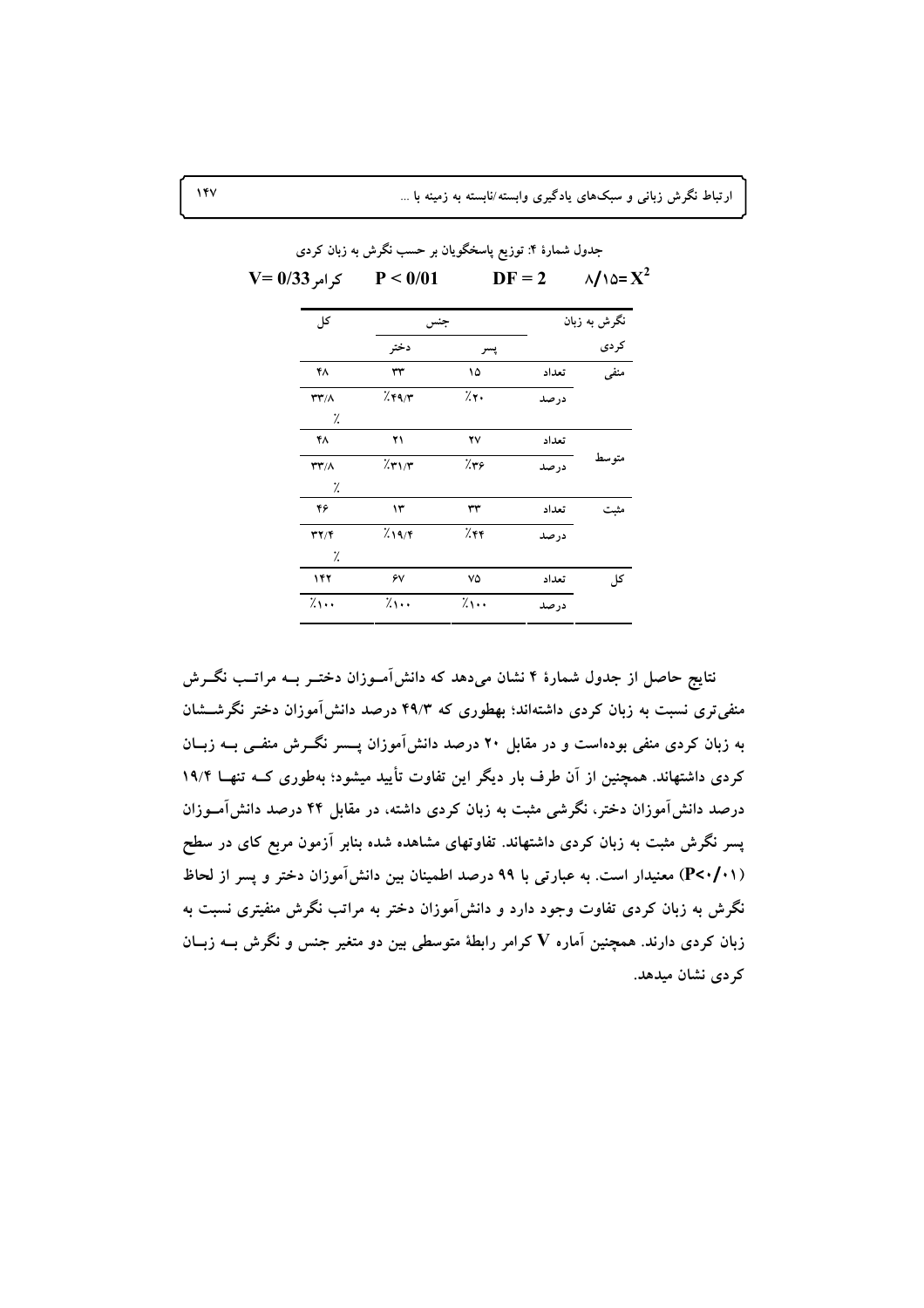جدول شمارهٔ ۴: توزیع پاسخگویان بر حسب نگرش به زبان کردی

$X^2$ =۸/۱۵ $DF = 2$ $P < 0/01$ کرامر $V= 0/33$

| نگرش به زبان کردی | | جنس | | کل |
|---|---|---|---|---|
| | | پسر | دختر | |
| منفی | تعداد | ۱۵ | ۳۳ | ۴۸ |
| | درصد | ٪۲۰ | ٪۴۹/۳ | ٪۳۳/۸ |
| متوسط | تعداد | ۲۷ | ۲۱ | ۴۸ |
| | درصد | ٪۳۶ | ٪۳۱/۳ | ٪۳۳/۸ |
| مثبت | تعداد | ۳۳ | ۱۳ | ۴۶ |
| | درصد | ٪۴۴ | ٪۱۹/۴ | ٪۳۲/۴ |
| کل | تعداد | ۷۵ | ۶۷ | ۱۴۲ |
| | درصد | ٪۱۰۰ | ٪۱۰۰ | ٪۱۰۰ |

نتایج حاصل از جدول شمارهٔ ۴ نشان می‌دهد که دانش‌آموزان دختر به مراتب نگرش منفی‌تری نسبت به زبان کردی داشته‌اند؛ بطوری که ۴۹/۳ درصد دانش‌آموزان دختر نگرششان به زبان کردی منفی بوده‌است و در مقابل ۲۰ درصد دانش‌آموزان پسر نگرش منفی به زبان کردی داشته‌اند. همچنین از آن طرف بار دیگر این تفاوت تأیید میشود؛ به‌طوری که تنها ۱۹/۴ درصد دانش‌آموزان دختر، نگرشی مثبت به زبان کردی داشته، در مقابل ۴۴ درصد دانش‌آموزان پسر نگرش مثبت به زبان کردی داشته‌اند. تفاوتهای مشاهده شده بنابر آزمون مربع کای در سطح ($P<0/01$) معنیدار است. به عبارتی با ۹۹ درصد اطمینان بین دانش‌آموزان دختر و پسر از لحاظ نگرش به زبان کردی تفاوت وجود دارد و دانش‌آموزان دختر به مراتب نگرش منفیتری نسبت به زبان کردی دارند. همچنین آماره V کرامر رابطهٔ متوسطی بین دو متغیر جنس و نگرش به زبان کردی نشان میدهد.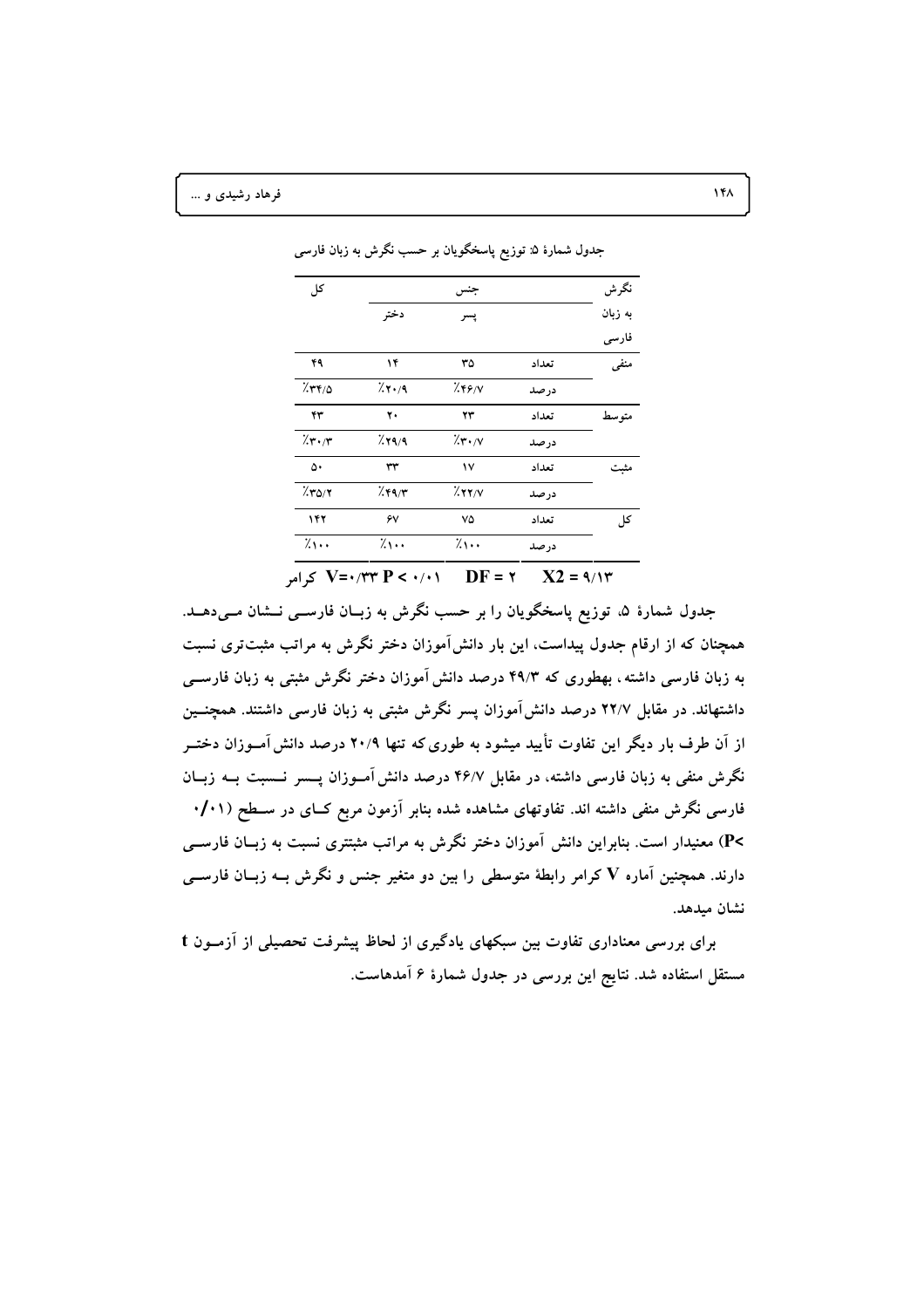جدول شمارهٔ ۵: توزیع پاسخگویان بر حسب نگرش به زبان فارسی

| نگرش به زبان فارسی | | جنس | | کل |
|---|---|---|---|---|
| | | پسر | دختر | |
| منفی | تعداد | ۳۵ | ۱۴ | ۴۹ |
| | درصد | ٪۴۶/۷ | ٪۲۰/۹ | ٪۳۴/۵ |
| متوسط | تعداد | ۲۳ | ۲۰ | ۴۳ |
| | درصد | ٪۳۰/۷ | ٪۲۹/۹ | ٪۳۰/۳ |
| مثبت | تعداد | ۱۷ | ۳۳ | ۵۰ |
| | درصد | ٪۲۲/۷ | ٪۴۹/۳ | ٪۳۵/۲ |
| کل | تعداد | ۷۵ | ۶۷ | ۱۴۲ |
| | درصد | ٪۱۰۰ | ٪۱۰۰ | ٪۱۰۰ |

$X2 = ۹/۱۳$ &nbsp;&nbsp; $DF = ۲$ &nbsp;&nbsp; $P < ۰/۰۱$ &nbsp;&nbsp; $V = ۰/۳۳$ کرامر

جدول شمارهٔ ۵، توزیع پاسخگویان را بر حسب نگرش به زبان فارسی نشان می‌دهد. همچنان که از ارقام جدول پیداست، این بار دانش‌آموزان دختر نگرش به مراتب مثبت‌تری نسبت به زبان فارسی داشته، بطوری که ۴۹/۳ درصد دانش آموزان دختر نگرش مثبتی به زبان فارسی داشته‌اند. در مقابل ۲۲/۷ درصد دانش‌آموزان پسر نگرش مثبتی به زبان فارسی داشتند. همچنین از آن طرف بار دیگر این تفاوت تأیید میشود به طوری‌که تنها ۲۰/۹ درصد دانش‌آموزان دختر نگرش منفی به زبان فارسی داشته، در مقابل ۴۶/۷ درصد دانش‌آموزان پسر نسبت به زبان فارسی نگرش منفی داشته اند. تفاوتهای مشاهده شده بنابر آزمون مربع کای در سطح ($P<$ ۰/۰۱) معنیدار است. بنابراین دانش آموزان دختر نگرش به مراتب مثبتتری نسبت به زبان فارسی دارند. همچنین آماره V کرامر رابطهٔ متوسطی را بین دو متغیر جنس و نگرش به زبان فارسی نشان میدهد.

برای بررسی معناداری تفاوت بین سبکهای یادگیری از لحاظ پیشرفت تحصیلی از آزمون t مستقل استفاده شد. نتایج این بررسی در جدول شمارهٔ ۶ آمدهاست.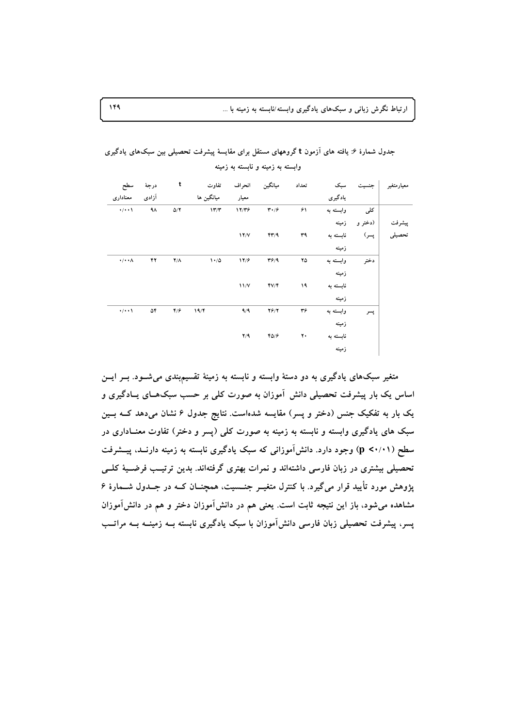جدول شمارهٔ ۶: یافته های آزمون t گروههای مستقل برای مقایسهٔ پیشرفت تحصیلی بین سبک‌های یادگیری وابسته به زمینه و نابسته به زمینه

| معیارمتغیر | جنسیت | سبک یادگیری | تعداد | میانگین | انحراف معیار | تفاوت میانگین ها | t | درجهٔ آزادی | سطح معناداری |
|---|---|---|---|---|---|---|---|---|---|
| پیشرفت تحصیلی | کلی (دختر و پسر) | وابسته به زمینه | ۶۱ | ۳۰/۶ | ۱۲/۳۶ | ۱۳/۳ | ۵/۲ | ۹۸ | ۰/۰۰۱ |
| | | نابسته به زمینه | ۳۹ | ۴۳/۹ | ۱۲/۷ | | | | |
| | دختر | وابسته به زمینه | ۲۵ | ۳۶/۹ | ۱۲/۶ | ۱۰/۵ | ۲/۸ | ۴۲ | ۰/۰۰۸ |
| | | نابسته به زمینه | ۱۹ | ۴۷/۴ | ۱۱/۷ | | | | |
| | پسر | وابسته به زمینه | ۳۶ | ۲۶/۲ | ۹/۹ | ۱۹/۴ | ۴/۶ | ۵۴ | ۰/۰۰۱ |
| | | نابسته به زمینه | ۲۰ | ۴۵/۶ | ۲/۹ | | | | |

متغیر سبک‌های یادگیری به دو دستهٔ وابسته و نابسته به زمینهٔ تقسیم‌بندی می‌شود. بر این اساس یک بار پیشرفت تحصیلی دانش آموزان به صورت کلی بر حسب سبک‌های یادگیری و یک بار به تفکیک جنس (دختر و پسر) مقایسه شده‌است. نتایج جدول ۶ نشان می‌دهد که بین سبک های یادگیری وابسته و نابسته به زمینه به صورت کلی (پسر و دختر) تفاوت معناداری در سطح ($p < ۰/۰۱$) وجود دارد. دانش‌آموزانی که سبک یادگیری نابسته به زمینه دارند، پیشرفت تحصیلی بیشتری در زبان فارسی داشته‌اند و نمرات بهتری گرفته‌اند. بدین ترتیب فرضیهٔ کلی پژوهش مورد تأیید قرار می‌گیرد. با کنترل متغیر جنسیت، همچنان که در جدول شمارهٔ ۶ مشاهده می‌شود، باز این نتیجه ثابت است. یعنی هم در دانش‌آموزان دختر و هم در دانش‌آموزان پسر، پیشرفت تحصیلی زبان فارسی دانش‌آموزان با سبک یادگیری نابسته به زمینه به مراتب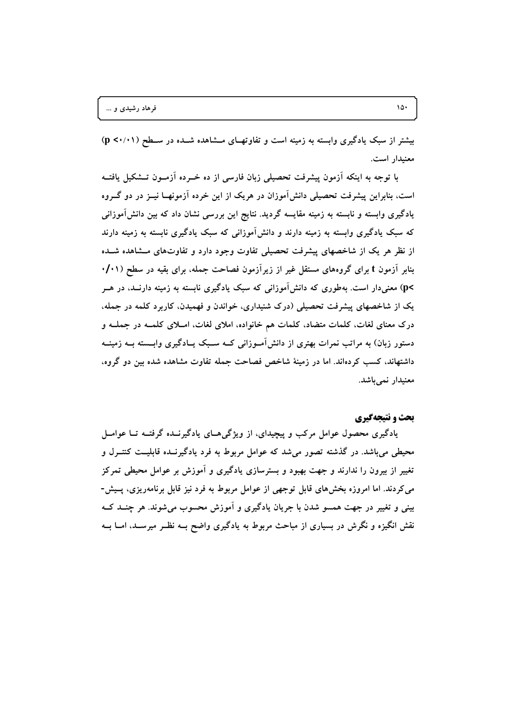بیشتر از سبک یادگیری وابسته به زمینه است و تفاوتهای مشاهده شده در سطح ($p < ۰/۰۱$) معنیدار است.

با توجه به اینکه آزمون پیشرفت تحصیلی زبان فارسی از ده خرده آزمون تشکیل یافته است، بنابراین پیشرفت تحصیلی دانش‌آموزان در هریک از این خرده آزمونها نیز در دو گروه یادگیری وابسته و نابسته به زمینه مقایسه گردید. نتایج این بررسی نشان داد که بین دانش‌آموزانی که سبک یادگیری وابسته به زمینه دارند و دانش‌آموزانی که سبک یادگیری نابسته به زمینه دارند از نظر هر یک از شاخصهای پیشرفت تحصیلی تفاوت وجود دارد و تفاوت‌های مشاهده شده بنابر آزمون t برای گروه‌های مستقل غیر از زیرآزمون فصاحت جمله، برای بقیه در سطح ($p < ۰/۰۱$) معنی‌دار است. به‌طوری که دانش‌آموزانی که سبک یادگیری نابسته به زمینه دارند، در هر یک از شاخصهای پیشرفت تحصیلی (درک شنیداری، خواندن و فهمیدن، کاربرد کلمه در جمله، درک معنای لغات، کلمات متضاد، کلمات هم خانواده، املای لغات، املای کلمه در جمله و دستور زبان) به مراتب نمرات بهتری از دانش‌آموزانی که سبک یادگیری وابسته به زمینه داشتهاند، کسب کرده‌اند. اما در زمینهٔ شاخص فصاحت جمله تفاوت مشاهده شده بین دو گروه، معنیدار نمی‌باشد.

## بحث و نتیجه‌گیری

یادگیری محصول عوامل مرکب و پیچیده‌ای، از ویژگی‌های یادگیرنده گرفته تا عوامل محیطی می‌باشد. در گذشته تصور می‌شد که عوامل مربوط به فرد یادگیرنده قابلیت کنترل و تغییر از بیرون را ندارند و جهت بهبود و بسترسازی یادگیری و آموزش بر عوامل محیطی تمرکز می‌کردند. اما امروزه بخش‌های قابل توجهی از عوامل مربوط به فرد نیز قابل برنامه‌ریزی، پیش-بینی و تغییر در جهت همسو شدن با جریان یادگیری و آموزش محسوب می‌شوند. هر چند که نقش انگیزه و نگرش در بسیاری از مباحث مربوط به یادگیری واضح به نظر میرسد، اما به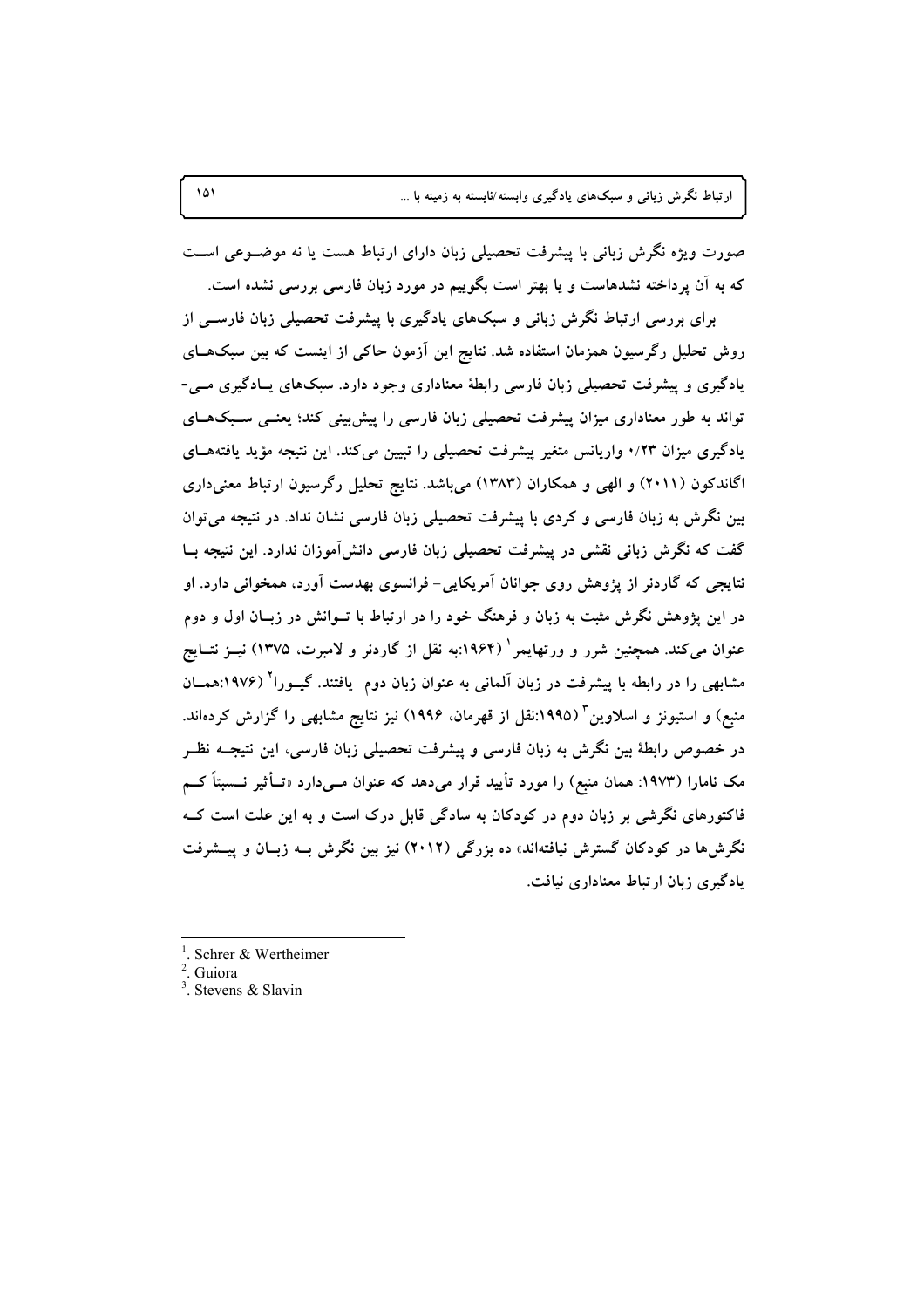صورت ویژه نگرش زبانی با پیشرفت تحصیلی زبان دارای ارتباط هست یا نه موضوعی است که به آن پرداخته نشده‌است و یا بهتر است بگوییم در مورد زبان فارسی بررسی نشده است.

برای بررسی ارتباط نگرش زبانی و سبک‌های یادگیری با پیشرفت تحصیلی زبان فارسی از روش تحلیل رگرسیون همزمان استفاده شد. نتایج این آزمون حاکی از اینست که بین سبک‌های یادگیری و پیشرفت تحصیلی زبان فارسی رابطهٔ معناداری وجود دارد. سبک‌های یادگیری می‌تواند به طور معناداری میزان پیشرفت تحصیلی زبان فارسی را پیش‌بینی کند؛ یعنی سبک‌های یادگیری میزان ۰/۲۳ واریانس متغیر پیشرفت تحصیلی را تبیین می‌کند. این نتیجه مؤید یافته‌های اگاندکون (۲۰۱۱) و الهی و همکاران (۱۳۸۳) می‌باشد. نتایج تحلیل رگرسیون ارتباط معنی‌داری بین نگرش به زبان فارسی و کردی با پیشرفت تحصیلی زبان فارسی نشان نداد. در نتیجه می‌توان گفت که نگرش زبانی نقشی در پیشرفت تحصیلی زبان فارسی دانش‌آموزان ندارد. این نتیجه با نتایجی که گاردنر از پژوهش روی جوانان آمریکایی- فرانسوی بهدست آورد، همخوانی دارد. او در این پژوهش نگرش مثبت به زبان و فرهنگ خود را در ارتباط با توانش در زبان اول و دوم عنوان می‌کند. همچنین شرر و ورتهایمر[1] (۱۹۶۴:به نقل از گاردنر و لامبرت، ۱۳۷۵) نیز نتایج مشابهی را در رابطه با پیشرفت در زبان آلمانی به عنوان زبان دوم یافتند. گیورا[2] (۱۹۷۶:همان منبع) و استیونز و اسلاوین[3] (۱۹۹۵:نقل از قهرمان، ۱۹۹۶) نیز نتایج مشابهی را گزارش کرده‌اند. در خصوص رابطهٔ بین نگرش به زبان فارسی و پیشرفت تحصیلی زبان فارسی، این نتیجه نظر مک نامارا (۱۹۷۳: همان منبع) را مورد تأیید قرار می‌دهد که عنوان می‌دارد «تأثیر نسبتاً کم فاکتورهای نگرشی بر زبان دوم در کودکان به سادگی قابل درک است و به این علت است که نگرش‌ها در کودکان گسترش نیافته‌اند» ده بزرگی (۲۰۱۲) نیز بین نگرش به زبان و پیشرفت یادگیری زبان ارتباط معناداری نیافت.

---

[1]. Schrer & Wertheimer

[2]. Guiora

[3]. Stevens & Slavin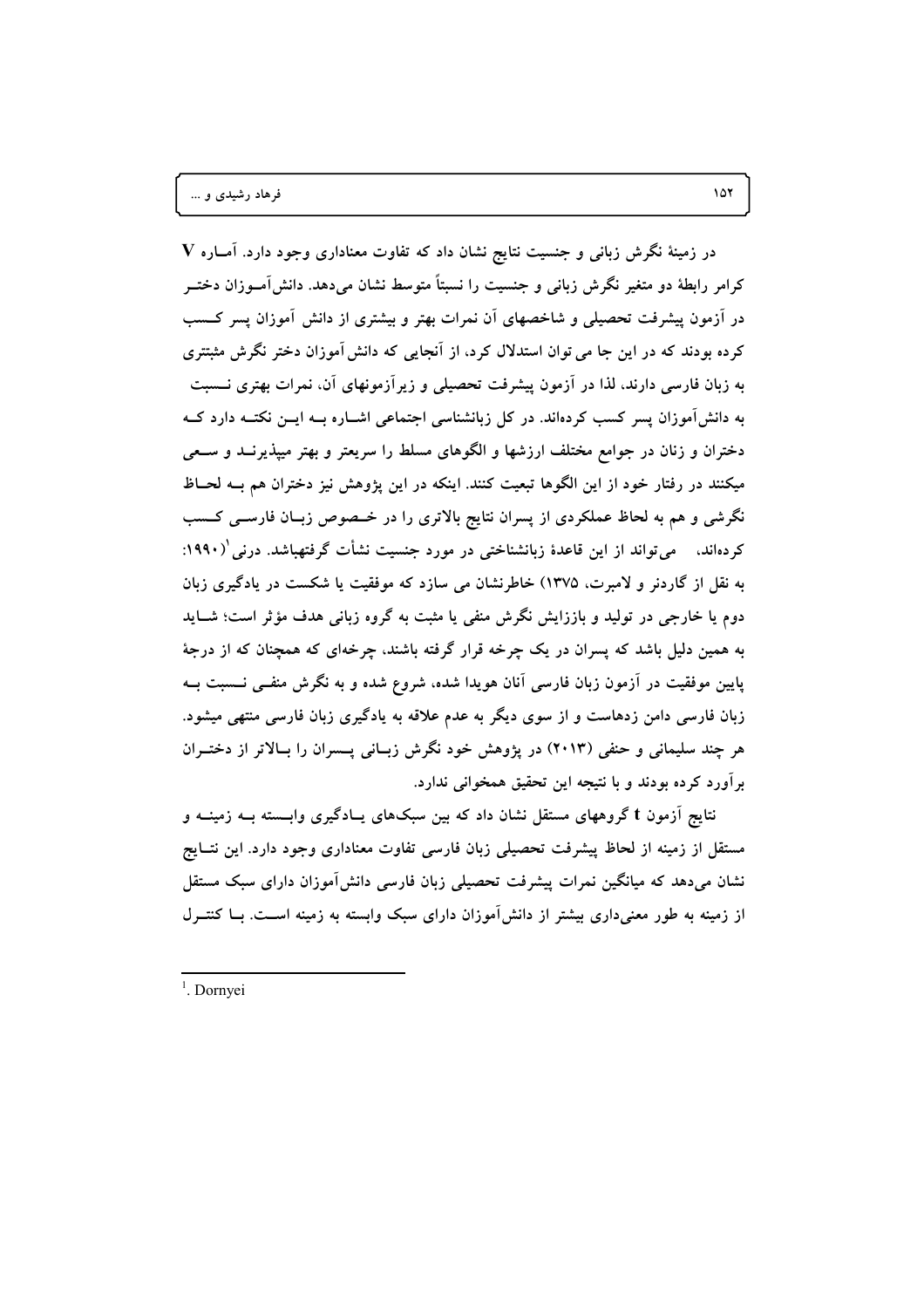در زمینهٔ نگرش زبانی و جنسیت نتایج نشان داد که تفاوت معناداری وجود دارد. آماره V کرامر رابطهٔ دو متغیر نگرش زبانی و جنسیت را نسبتاً متوسط نشان می‌دهد. دانش‌آموزان دختر در آزمون پیشرفت تحصیلی و شاخصهای آن نمرات بهتر و بیشتری از دانش آموزان پسر کسب کرده بودند که در این جا می توان استدلال کرد، از آنجایی که دانش‌آموزان دختر نگرش مثبتتری به زبان فارسی دارند، لذا در آزمون پیشرفت تحصیلی و زیرآزمونهای آن، نمرات بهتری نسبت به دانش‌آموزان پسر کسب کرده‌اند. در کل زبانشناسی اجتماعی اشاره به این نکته دارد که دختران و زنان در جوامع مختلف ارزشها و الگوهای مسلط را سریعتر و بهتر میپذیرند و سعی میکنند در رفتار خود از این الگوها تبعیت کنند. اینکه در این پژوهش نیز دختران هم به لحاظ نگرشی و هم به لحاظ عملکردی از پسران نتایج بالاتری را در خصوص زبان فارسی کسب کرده‌اند، می‌تواند از این قاعدهٔ زبانشناختی در مورد جنسیت نشأت گرفتهباشد. درنی[1](۱۹۹۰: به نقل از گاردنر و لامبرت، ۱۳۷۵) خاطرنشان می سازد که موفقیت یا شکست در یادگیری زبان دوم یا خارجی در تولید و باززایش نگرش منفی یا مثبت به گروه زبانی هدف مؤثر است؛ شاید به همین دلیل باشد که پسران در یک چرخه قرار گرفته باشند، چرخه‌ای که همچنان که از درجهٔ پایین موفقیت در آزمون زبان فارسی آنان هویدا شده، شروع شده و به نگرش منفی نسبت به زبان فارسی دامن زدهاست و از سوی دیگر به عدم علاقه به یادگیری زبان فارسی منتهی میشود. هر چند سلیمانی و حنفی (۲۰۱۳) در پژوهش خود نگرش زبانی پسران را بالاتر از دختران برآورد کرده بودند و با نتیجه این تحقیق همخوانی ندارد.

نتایج آزمون t گروههای مستقل نشان داد که بین سبک‌های یادگیری وابسته به زمینه و مستقل از زمینه از لحاظ پیشرفت تحصیلی زبان فارسی تفاوت معناداری وجود دارد. این نتایج نشان می‌دهد که میانگین نمرات پیشرفت تحصیلی زبان فارسی دانش‌آموزان دارای سبک مستقل از زمینه به طور معنی‌داری بیشتر از دانش‌آموزان دارای سبک وابسته به زمینه است. با کنترل

[1]. Dornyei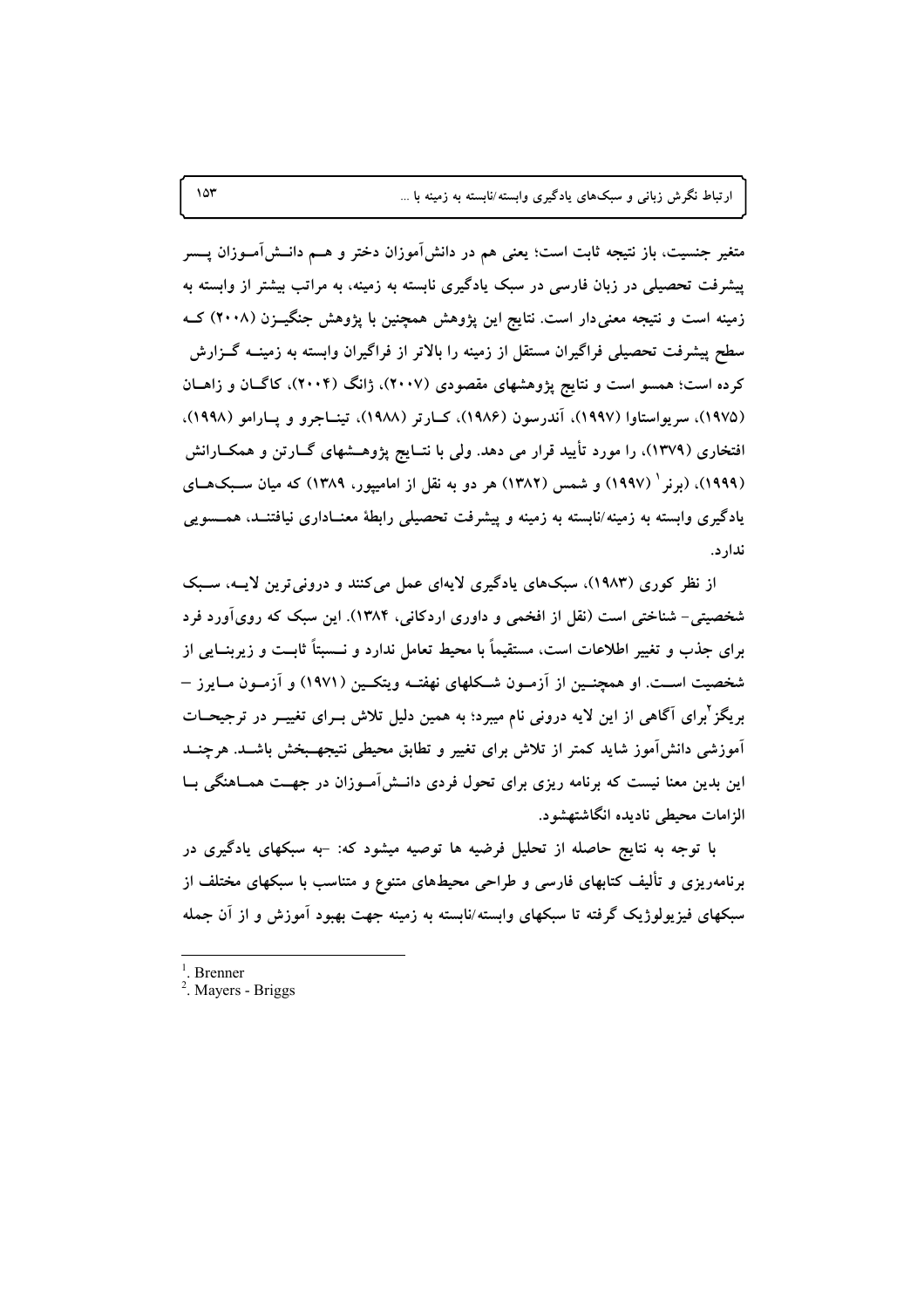متغیر جنسیت، باز نتیجه ثابت است؛ یعنی هم در دانش‌آموزان دختر و هم در دانش‌آموزان پسر پیشرفت تحصیلی در زبان فارسی در سبک یادگیری نابسته به زمینه، به مراتب بیشتر از وابسته به زمینه است و نتیجه معنی‌دار است. نتایج این پژوهش همچنین با پژوهش جنگیزن (۲۰۰۸) که سطح پیشرفت تحصیلی فراگیران مستقل از زمینه را بالاتر از فراگیران وابسته به زمینه گزارش کرده است؛ همسو است و نتایج پژوهشهای مقصودی (۲۰۰۷)، ژانگ (۲۰۰۴)، کاگان و زاهان (۱۹۷۵)، سریواستاوا (۱۹۹۷)، آندرسون (۱۹۸۶)، کارتر (۱۹۸۸)، تیناجرو و پارامو (۱۹۹۸)، افتخاری (۱۳۷۹)، را مورد تأیید قرار می دهد. ولی با نتایج پژوهشهای گارتن و همکارانش (۱۹۹۹)، (برنر [1] (۱۹۹۷) و شمس (۱۳۸۲) هر دو به نقل از امامیپور، ۱۳۸۹) که میان سبک‌های یادگیری وابسته به زمینه/نابسته به زمینه و پیشرفت تحصیلی رابطهٔ معناداری نیافتند، همسویی ندارد.

از نظر کوری (۱۹۸۳)، سبک‌های یادگیری لایه‌ای عمل می‌کنند و درونی‌ترین لایه، سبک شخصیتی- شناختی است (نقل از افخمی و داوری اردکانی، ۱۳۸۴). این سبک که روی‌آورد فرد برای جذب و تغییر اطلاعات است، مستقیماً با محیط تعامل ندارد و نسبتاً ثابت و زیربنایی از شخصیت است. او همچنین از آزمون شکلهای نهفته ویتکین (۱۹۷۱) و آزمون مایرز – بریگز [2] برای آگاهی از این لایه درونی نام میبرد؛ به همین دلیل تلاش برای تغییر در ترجیحات آموزشی دانش‌آموز شاید کمتر از تلاش برای تغییر و تطابق محیطی نتیجه‌بخش باشد. هرچند این بدین معنا نیست که برنامه ریزی برای تحول فردی دانش‌آموزان در جهت هماهنگی با الزامات محیطی نادیده انگاشتهشود.

با توجه به نتایج حاصله از تحلیل فرضیه ها توصیه میشود که: -به سبکهای یادگیری در برنامه‌ریزی و تألیف کتابهای فارسی و طراحی محیطهای متنوع و متناسب با سبکهای مختلف از سبکهای فیزیولوژیک گرفته تا سبکهای وابسته/نابسته به زمینه جهت بهبود آموزش و از آن جمله

---

[1]. Brenner

[2]. Mayers - Briggs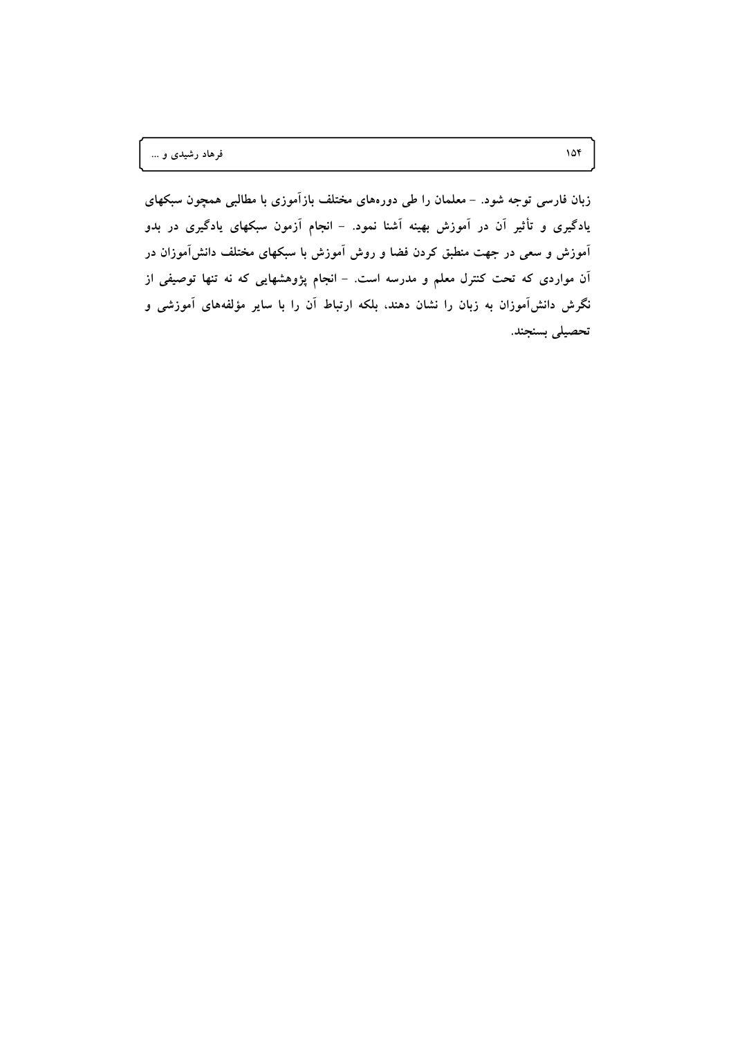**زبان فارسی توجه شود. - معلمان را طی دوره‌های مختلف بازآموزی با مطالبی همچون سبکهای یادگیری و تأثیر آن در آموزش بهینه آشنا نمود. - انجام آزمون سبکهای یادگیری در بدو آموزش و سعی در جهت منطبق کردن فضا و روش آموزش با سبکهای مختلف دانش‌آموزان در آن مواردی که تحت کنترل معلم و مدرسه است. - انجام پژوهشهایی که نه تنها توصیفی از نگرش دانش‌آموزان به زبان را نشان دهند، بلکه ارتباط آن را با سایر مؤلفه‌های آموزشی و تحصیلی بسنجند.**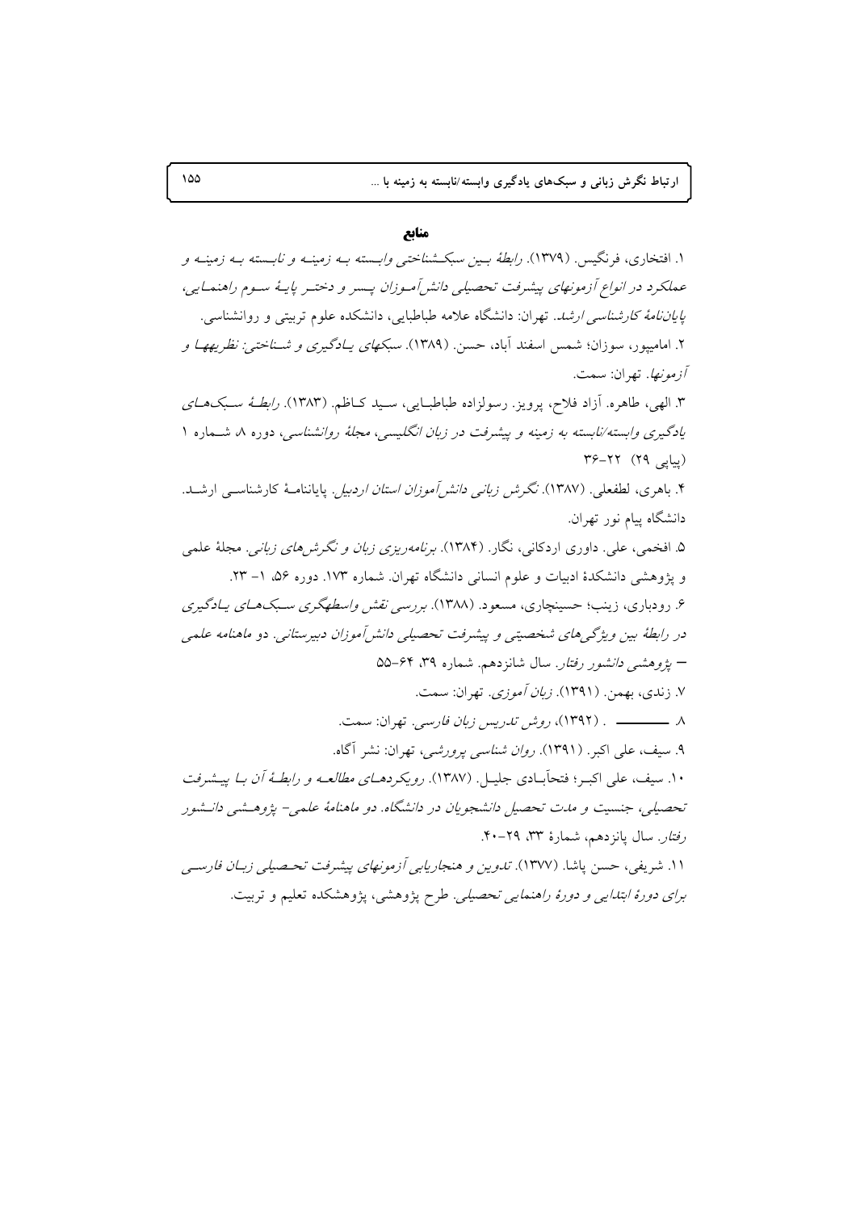## منابع

۱. افتخاری، فرنگیس. (۱۳۷۹). *رابطهٔ بین سبک‌شناختی وابسته به زمینه و نابسته به زمینه و عملکرد در انواع آزمونهای پیشرفت تحصیلی دانش‌آموزان پسر و دختر پایهٔ سوم راهنمایی، پایان‌نامهٔ کارشناسی ارشد.* تهران: دانشگاه علامه طباطبایی، دانشکده علوم تربیتی و روانشناسی.

۲. امامیپور، سوزان؛ شمس اسفند آباد، حسن. (۱۳۸۹). *سبکهای یادگیری و شناختی: نظریهها و آزمونها.* تهران: سمت.

۳. الهی، طاهره. آزاد فلاح، پرویز. رسولزاده طباطبایی، سید کاظم. (۱۳۸۳). *رابطهٔ سبک‌های یادگیری وابسته/نابسته به زمینه و پیشرفت در زبان انگلیسی، مجلهٔ روانشناسی،* دوره ۸، شماره ۱ (پیاپی ۲۹) ۲۲-۳۶

۴. باهری، لطفعلی. (۱۳۸۷). *نگرش زبانی دانش‌آموزان استان اردبیل.* پایاننامهٔ کارشناسی ارشد. دانشگاه پیام نور تهران.

۵. افخمی، علی. داوری اردکانی، نگار. (۱۳۸۴). *برنامه‌ریزی زبان و نگرش‌های زبانی.* مجلهٔ علمی و پژوهشی دانشکدهٔ ادبیات و علوم انسانی دانشگاه تهران. شماره ۱۷۳. دوره ۵۶، ۱– ۲۳.

۶. رودباری، زینب؛ حسینچاری، مسعود. (۱۳۸۸). *بررسی نقش واسطهگری سبک‌های یادگیری در رابطهٔ بین ویژگی‌های شخصیتی و پیشرفت تحصیلی دانش‌آموزان دبیرستانی. دو ماهنامه علمی – پژوهشی دانشور رفتار.* سال شانزدهم. شماره ۳۹، ۶۴-۵۵

۷. زندی، بهمن. (۱۳۹۱). *زبان آموزی.* تهران: سمت.

۸. ــــــــــ . (۱۳۹۲)، *روش تدریس زبان فارسی.* تهران: سمت.

۹. سیف، علی اکبر. (۱۳۹۱). *روان شناسی پرورشی،* تهران: نشر آگاه.

۱۰. سیف، علی اکبر؛ فتحآبادی جلیل. (۱۳۸۷). *رویکردهای مطالعه و رابطهٔ آن با پیشرفت تحصیلی، جنسیت و مدت تحصیل دانشجویان در دانشگاه. دو ماهنامهٔ علمی- پژوهشی دانشور رفتار.* سال پانزدهم، شمارهٔ ۳۳، ۲۹-۴۰.

۱۱. شریفی، حسن پاشا. (۱۳۷۷). *تدوین و هنجاریابی آزمونهای پیشرفت تحصیلی زبان فارسی برای دورهٔ ابتدایی و دورهٔ راهنمایی تحصیلی.* طرح پژوهشی، پژوهشکده تعلیم و تربیت.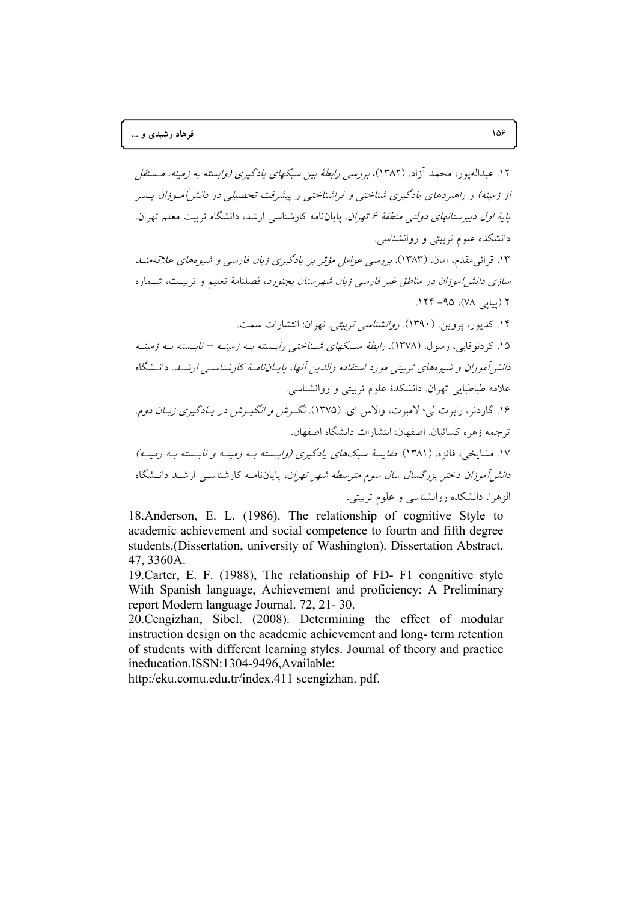۱۲. عبدالهپور، محمد آزاد. (۱۳۸۲)، *بررسی رابطهٔ بین سبکهای یادگیری (وابسته به زمینه، مستقل از زمینه) و راهبردهای یادگیری شناختی و فراشناختی و پیشرفت تحصیلی در دانش‌آموزان پسر پایهٔ اول دبیرستانهای دولتی منطقهٔ ۶ تهران*. پایان‌نامه کارشناسی ارشد، دانشگاه تربیت معلم تهران. دانشکده علوم تربیتی و روانشناسی.

۱۳. قرائی‌مقدم، امان. (۱۳۸۳). *بررسی عوامل مؤثر بر یادگیری زبان فارسی و شیوه‌های علاقه‌مند سازی دانش‌آموزان در مناطق غیر فارسی زبان شهرستان بجنورد*، فصلنامهٔ تعلیم و تربیت، شماره ۲ (پیاپی ۷۸)، ۹۵- ۱۲۴.

۱۴. کدیور، پروین. (۱۳۹۰). *روانشناسی تربیتی*. تهران: انتشارات سمت.

۱۵. کردنوقابی، رسول. (۱۳۷۸). *رابطهٔ سبکهای شناختی وابسته به زمینه – نابسته به زمینه دانش‌آموزان و شیوه‌های تربیتی مورد استفاده والدین آنها، پایان‌نامهٔ کارشناسی ارشد*. دانشگاه علامه طباطبایی تهران. دانشکدهٔ علوم تربیتی و روانشناسی.

۱۶. گاردنر، رابرت لی؛ لامبرت، والاس ای. (۱۳۷۵). *نگرش و انگیزش در یادگیری زبان دوم*. ترجمه زهره کسائیان. اصفهان: انتشارات دانشگاه اصفهان.

۱۷. مشایخی، فائزه. (۱۳۸۱). *مقایسهٔ سبک‌های یادگیری (وابسته به زمینه و نابسته به زمینه) دانش‌آموزان دختر بزرگسال سال سوم متوسطه شهر تهران*، پایان‌نامه کارشناسی ارشد دانشگاه الزهرا، دانشکده روانشناسی و علوم تربیتی.

18.Anderson, E. L. (1986). The relationship of cognitive Style to academic achievement and social competence to fourtn and fifth degree students.(Dissertation, university of Washington). Dissertation Abstract, 47, 3360A.

19.Carter, E. F. (1988), The relationship of FD- F1 congnitive style With Spanish language, Achievement and proficiency: A Preliminary report Modern language Journal. 72, 21- 30.

20.Cengizhan, Sibel. (2008). Determining the effect of modular instruction design on the academic achievement and long- term retention of students with different learning styles. Journal of theory and practice ineducation.ISSN:1304-9496,Available: http:/eku.comu.edu.tr/index.411 scengizhan. pdf.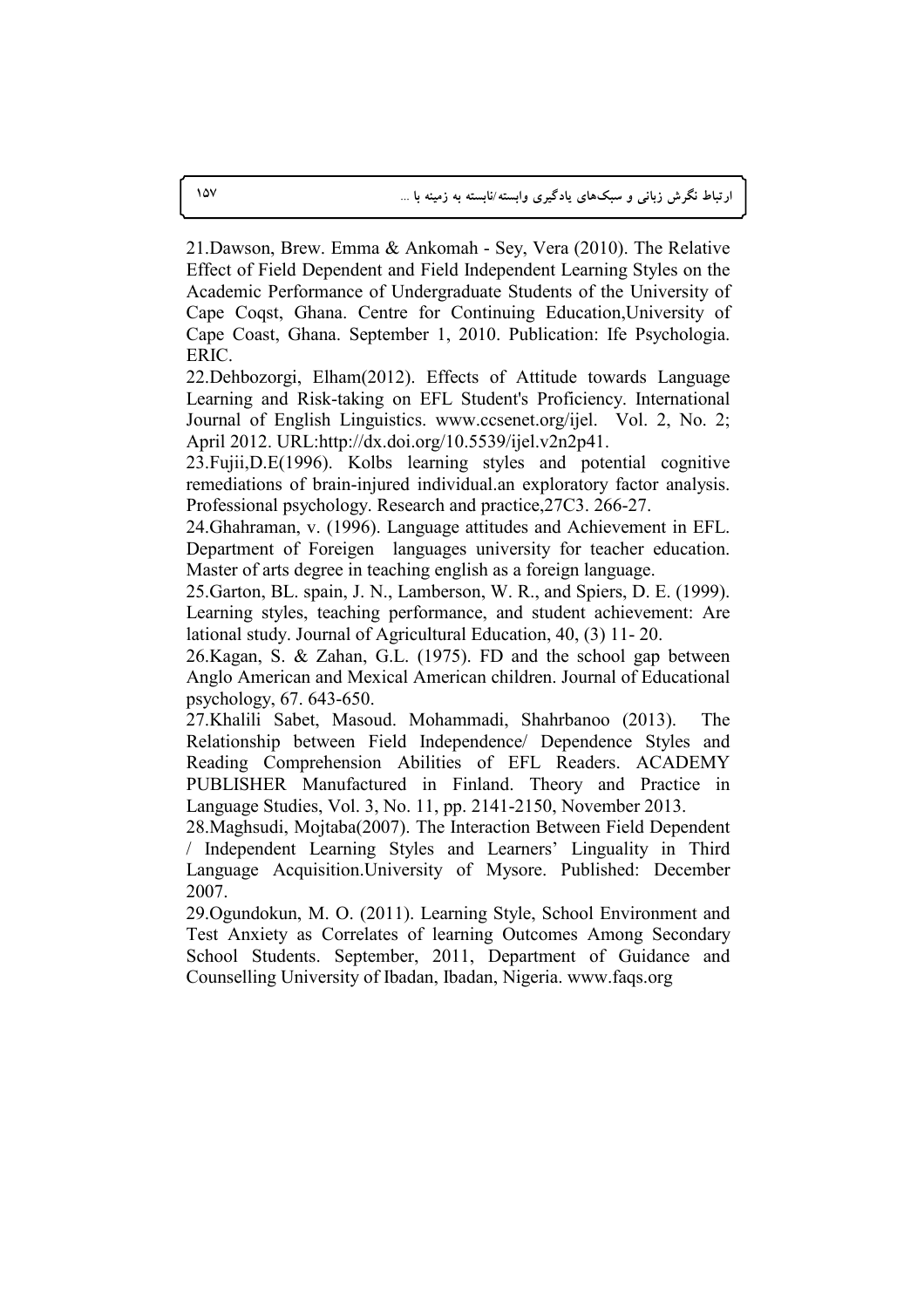21.Dawson, Brew. Emma & Ankomah - Sey, Vera (2010). The Relative Effect of Field Dependent and Field Independent Learning Styles on the Academic Performance of Undergraduate Students of the University of Cape Coqst, Ghana. Centre for Continuing Education,University of Cape Coast, Ghana. September 1, 2010. Publication: Ife Psychologia. ERIC.

22.Dehbozorgi, Elham(2012). Effects of Attitude towards Language Learning and Risk-taking on EFL Student's Proficiency. International Journal of English Linguistics. www.ccsenet.org/ijel. Vol. 2, No. 2; April 2012. URL:http://dx.doi.org/10.5539/ijel.v2n2p41.

23.Fujii,D.E(1996). Kolbs learning styles and potential cognitive remediations of brain-injured individual.an exploratory factor analysis. Professional psychology. Research and practice,27C3. 266-27.

24.Ghahraman, v. (1996). Language attitudes and Achievement in EFL. Department of Foreigen languages university for teacher education. Master of arts degree in teaching english as a foreign language.

25.Garton, BL. spain, J. N., Lamberson, W. R., and Spiers, D. E. (1999). Learning styles, teaching performance, and student achievement: Are lational study. Journal of Agricultural Education, 40, (3) 11- 20.

26.Kagan, S. & Zahan, G.L. (1975). FD and the school gap between Anglo American and Mexical American children. Journal of Educational psychology, 67. 643-650.

27.Khalili Sabet, Masoud. Mohammadi, Shahrbanoo (2013). The Relationship between Field Independence/ Dependence Styles and Reading Comprehension Abilities of EFL Readers. ACADEMY PUBLISHER Manufactured in Finland. Theory and Practice in Language Studies, Vol. 3, No. 11, pp. 2141-2150, November 2013.

28.Maghsudi, Mojtaba(2007). The Interaction Between Field Dependent / Independent Learning Styles and Learners' Linguality in Third Language Acquisition.University of Mysore. Published: December 2007.

29.Ogundokun, M. O. (2011). Learning Style, School Environment and Test Anxiety as Correlates of learning Outcomes Among Secondary School Students. September, 2011, Department of Guidance and Counselling University of Ibadan, Ibadan, Nigeria. www.faqs.org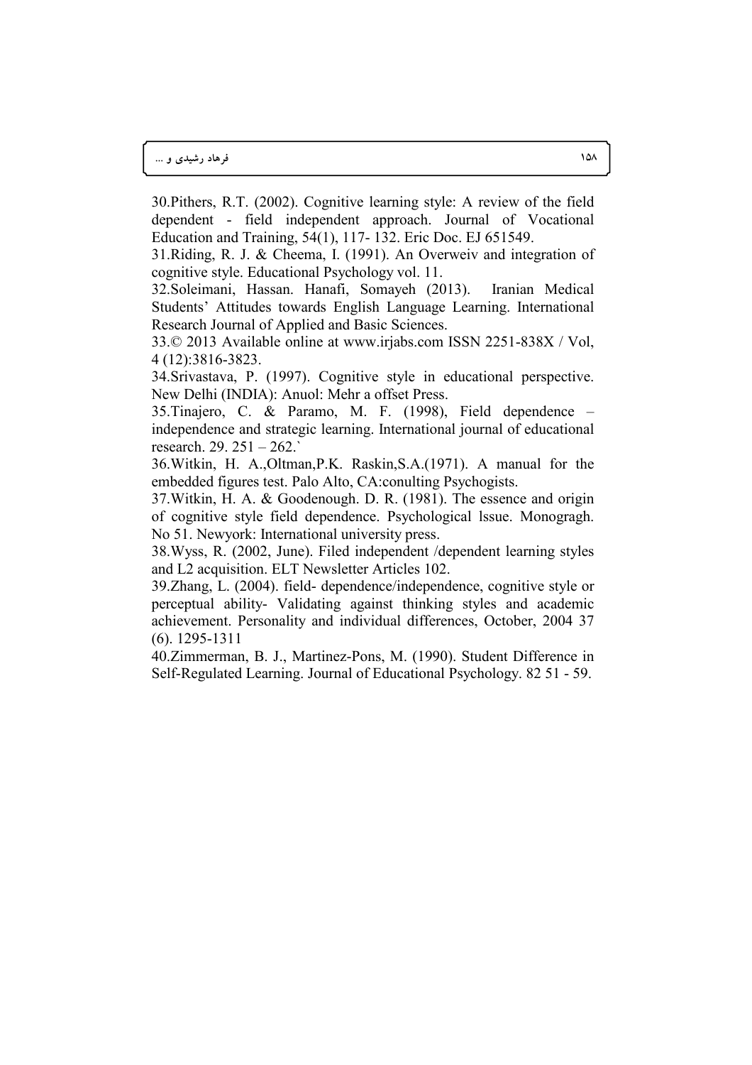30.Pithers, R.T. (2002). Cognitive learning style: A review of the field dependent - field independent approach. Journal of Vocational Education and Training, 54(1), 117- 132. Eric Doc. EJ 651549.

31.Riding, R. J. & Cheema, I. (1991). An Overweiv and integration of cognitive style. Educational Psychology vol. 11.

32.Soleimani, Hassan. Hanafi, Somayeh (2013). Iranian Medical Students' Attitudes towards English Language Learning. International Research Journal of Applied and Basic Sciences.

33.© 2013 Available online at www.irjabs.com ISSN 2251-838X / Vol, 4 (12):3816-3823.

34.Srivastava, P. (1997). Cognitive style in educational perspective. New Delhi (INDIA): Anuol: Mehr a offset Press.

35.Tinajero, C. & Paramo, M. F. (1998), Field dependence – independence and strategic learning. International journal of educational research. 29. 251 – 262.`

36.Witkin, H. A.,Oltman,P.K. Raskin,S.A.(1971). A manual for the embedded figures test. Palo Alto, CA:conulting Psychogists.

37.Witkin, H. A. & Goodenough. D. R. (1981). The essence and origin of cognitive style field dependence. Psychological lssue. Monogragh. No 51. Newyork: International university press.

38.Wyss, R. (2002, June). Filed independent /dependent learning styles and L2 acquisition. ELT Newsletter Articles 102.

39.Zhang, L. (2004). field- dependence/independence, cognitive style or perceptual ability- Validating against thinking styles and academic achievement. Personality and individual differences, October, 2004 37 (6). 1295-1311

40.Zimmerman, B. J., Martinez-Pons, M. (1990). Student Difference in Self-Regulated Learning. Journal of Educational Psychology. 82 51 - 59.